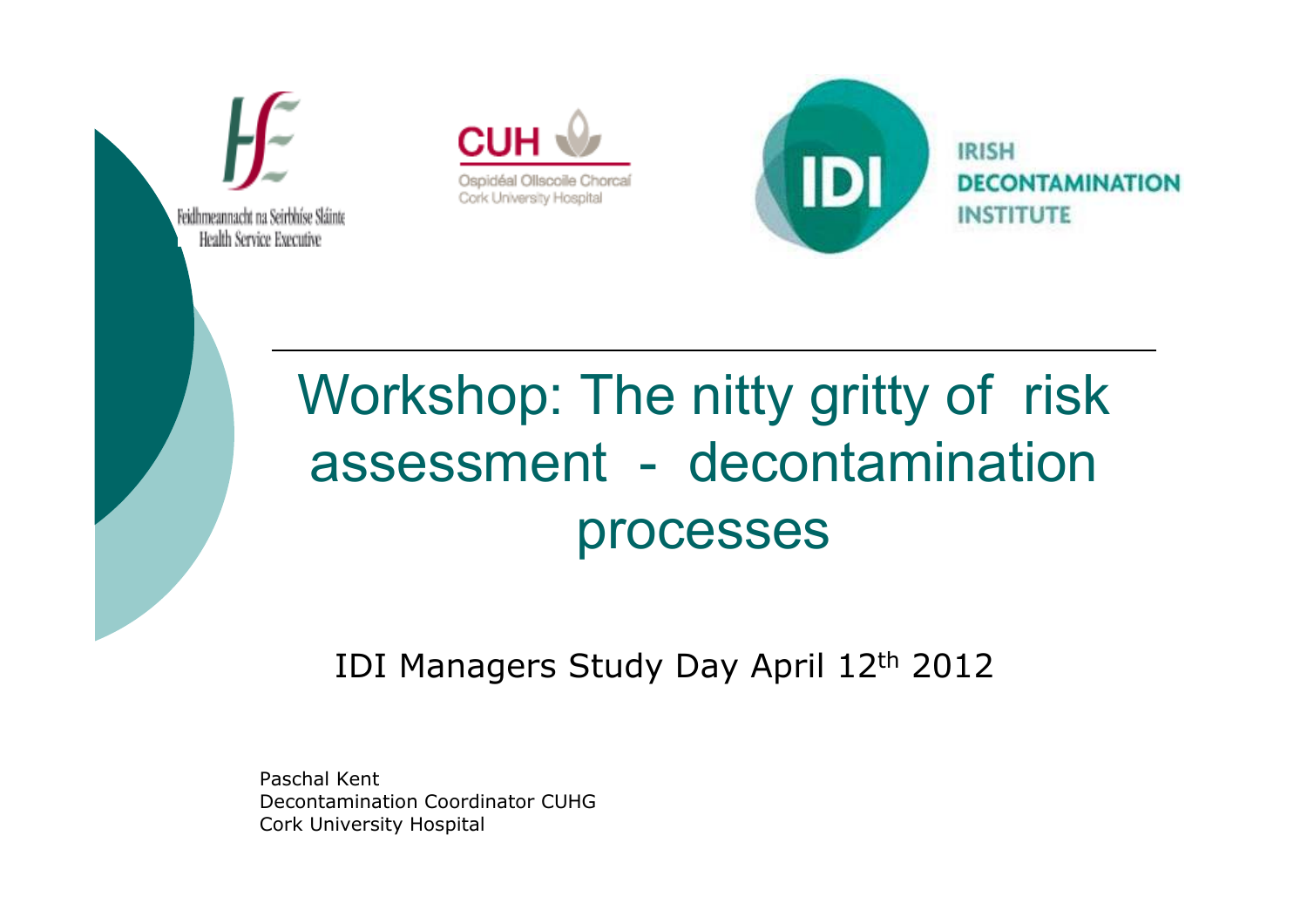Feidhmeannacht na Seirbhíse Sláinte
Health Service Executive

CUH
Ospidéal Ollscoile Chorcaí
Cork University Hospital

IDI
IRISH DECONTAMINATION INSTITUTE

# Workshop: The nitty gritty of risk assessment - decontamination processes

IDI Managers Study Day April 12th 2012

Paschal Kent
Decontamination Coordinator CUHG
Cork University Hospital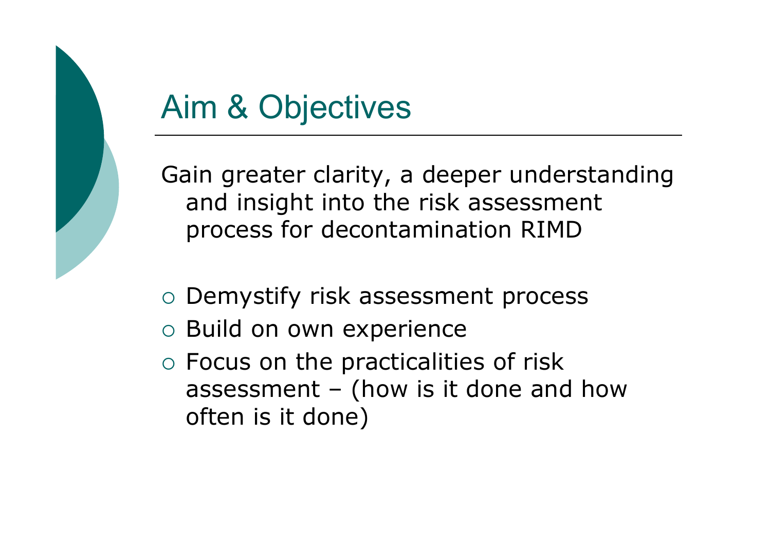# Aim & Objectives

Gain greater clarity, a deeper understanding and insight into the risk assessment process for decontamination RIMD

- Demystify risk assessment process
- Build on own experience
- Focus on the practicalities of risk assessment – (how is it done and how often is it done)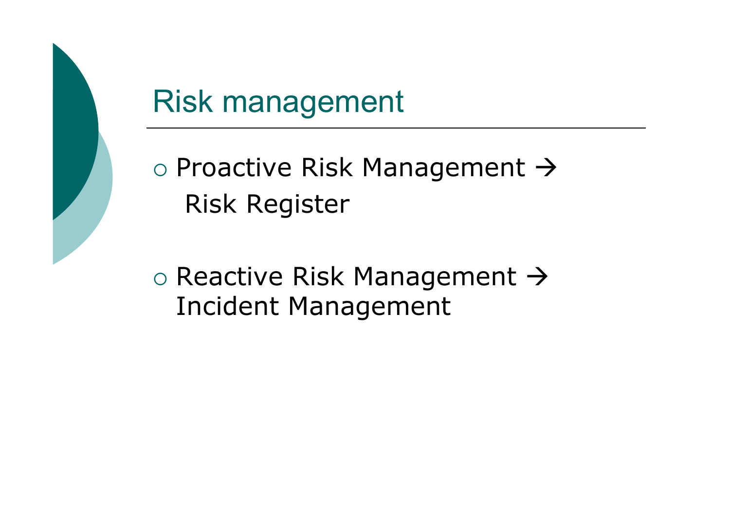# Risk management

- Proactive Risk Management → Risk Register
- Reactive Risk Management → Incident Management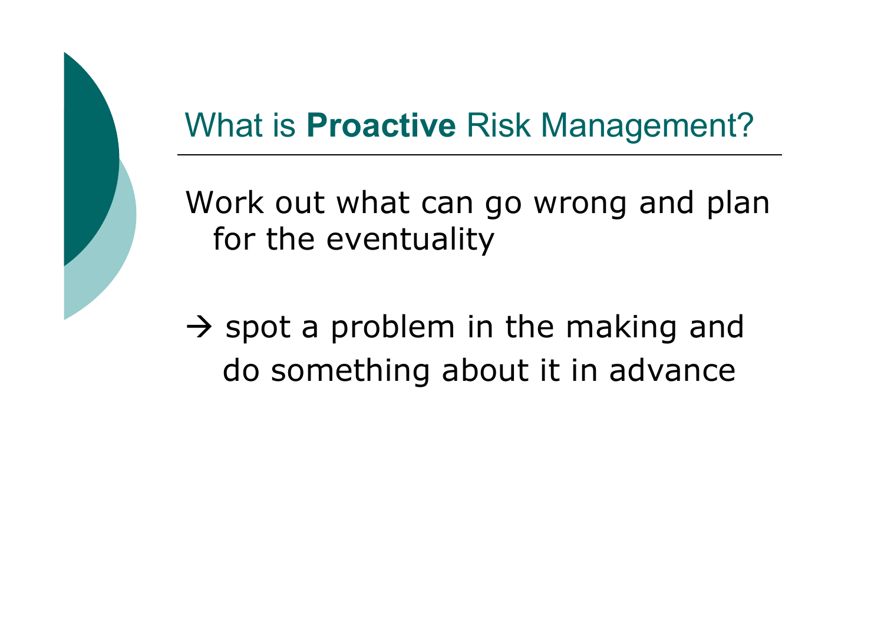# What is **Proactive** Risk Management?

Work out what can go wrong and plan for the eventuality

→ spot a problem in the making and do something about it in advance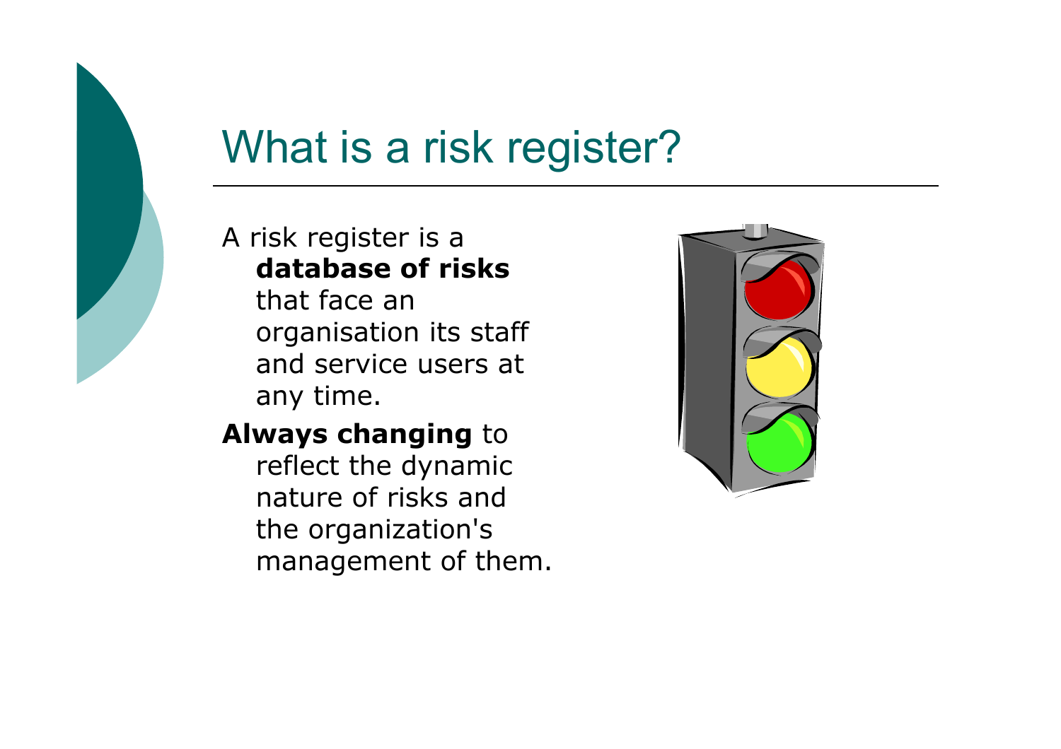# What is a risk register?

A risk register is a **database of risks** that face an organisation its staff and service users at any time.

**Always changing** to reflect the dynamic nature of risks and the organization's management of them.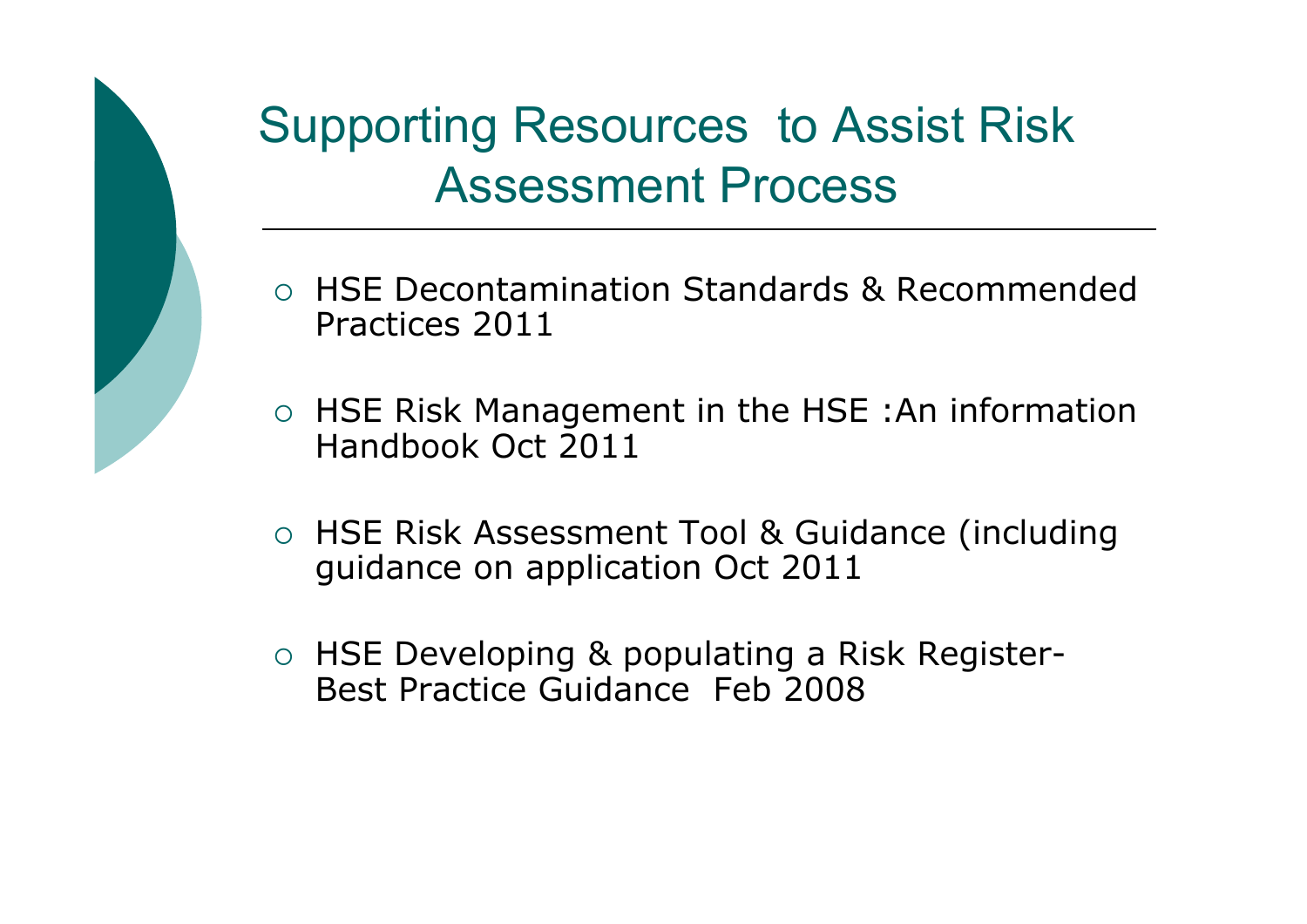# Supporting Resources to Assist Risk Assessment Process

- HSE Decontamination Standards & Recommended Practices 2011
- HSE Risk Management in the HSE :An information Handbook Oct 2011
- HSE Risk Assessment Tool & Guidance (including guidance on application Oct 2011
- HSE Developing & populating a Risk Register- Best Practice Guidance Feb 2008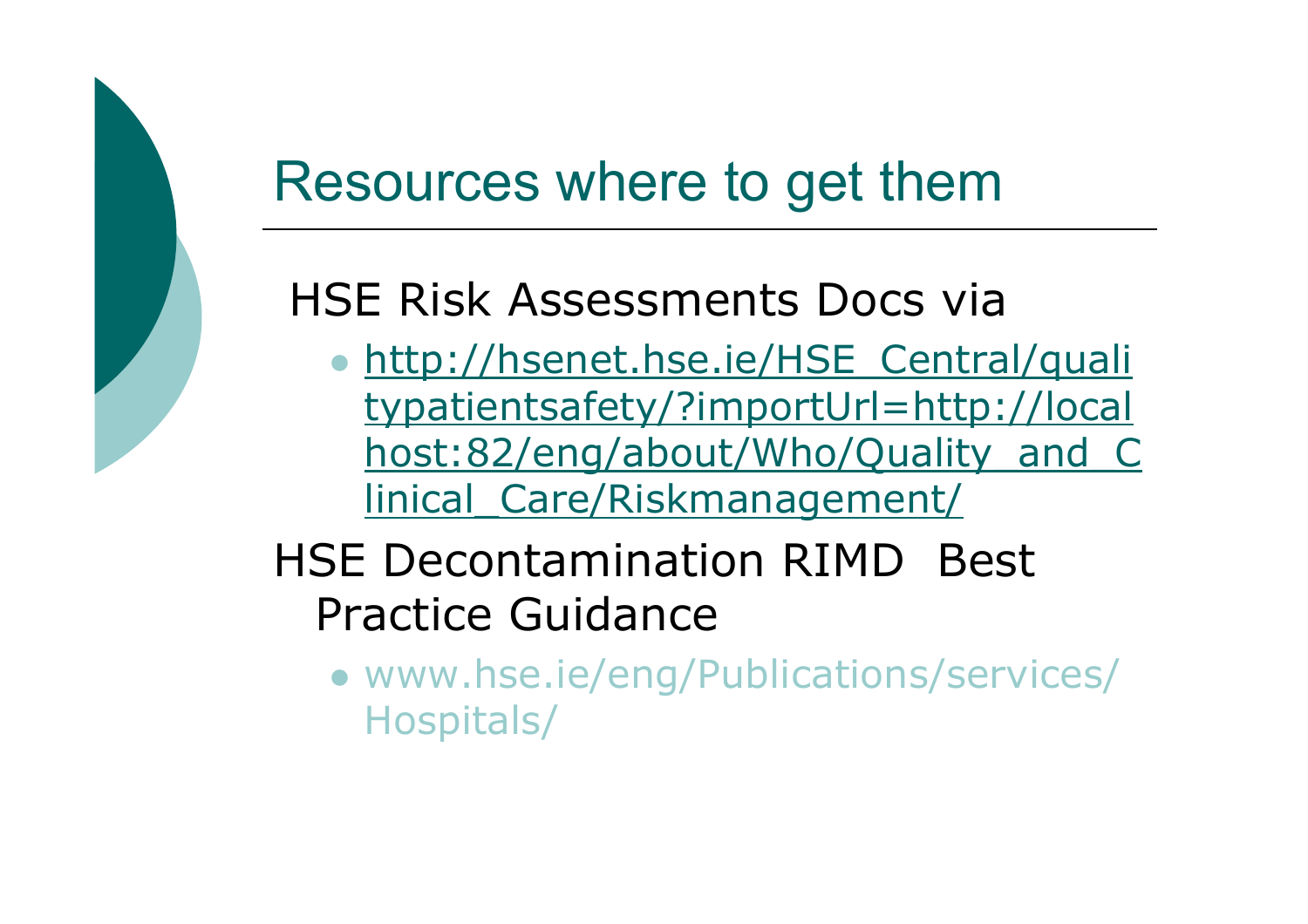# Resources where to get them

HSE Risk Assessments Docs via

- http://hsenet.hse.ie/HSE_Central/qualitypatientsafety/?importUrl=http://localhost:82/eng/about/Who/Quality_and_Clinical_Care/Riskmanagement/

HSE Decontamination RIMD Best Practice Guidance

- www.hse.ie/eng/Publications/services/Hospitals/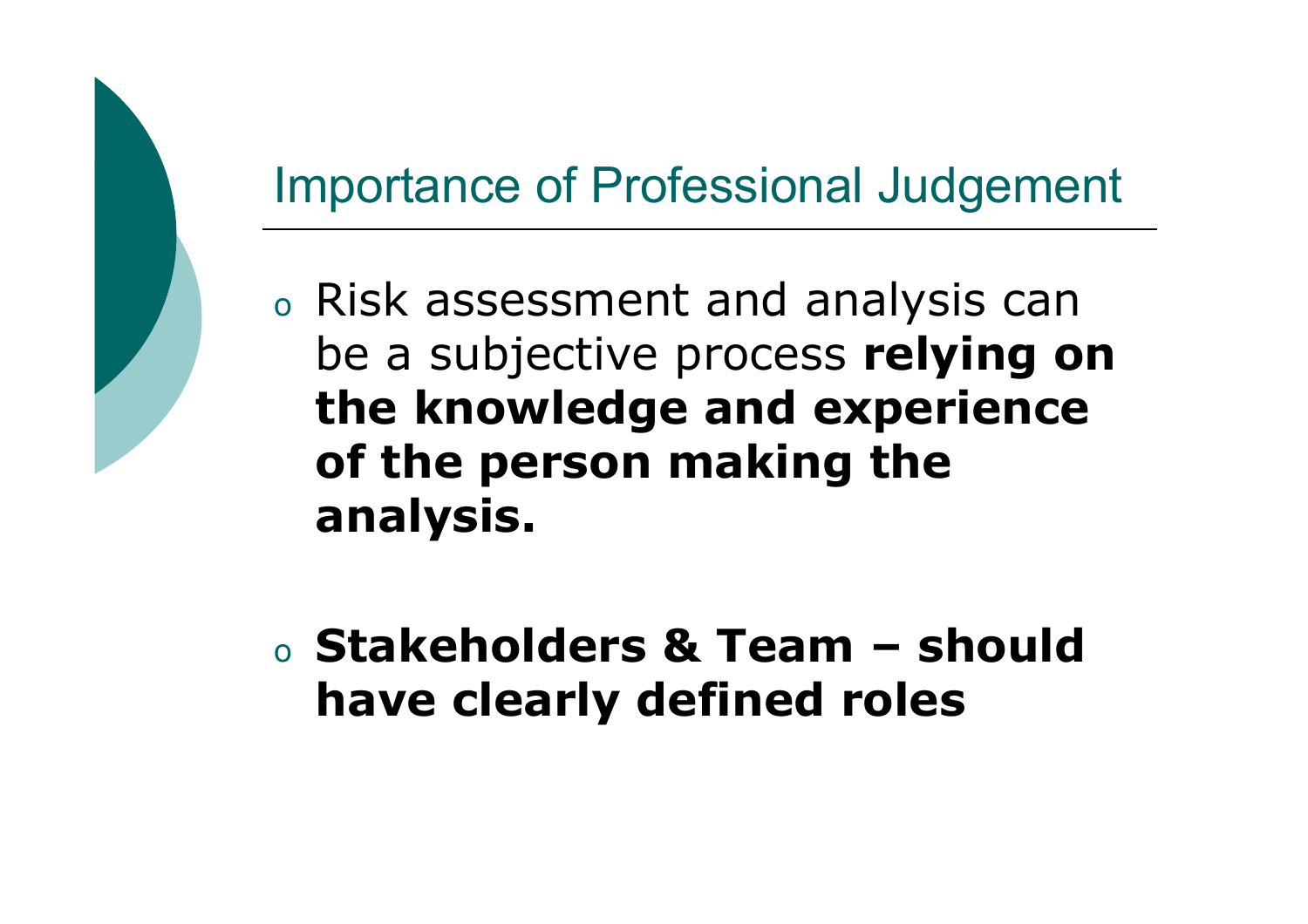## Importance of Professional Judgement

- Risk assessment and analysis can be a subjective process **relying on the knowledge and experience of the person making the analysis.**

- **Stakeholders & Team – should have clearly defined roles**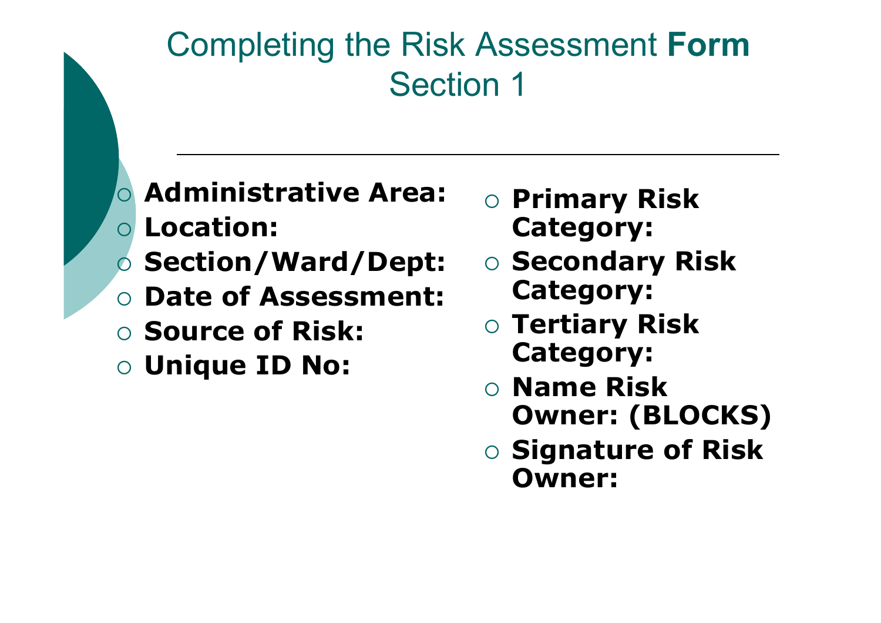# Completing the Risk Assessment **Form** Section 1

- **Administrative Area:**
- **Location:**
- **Section/Ward/Dept:**
- **Date of Assessment:**
- **Source of Risk:**
- **Unique ID No:**
- **Primary Risk Category:**
- **Secondary Risk Category:**
- **Tertiary Risk Category:**
- **Name Risk Owner: (BLOCKS)**
- **Signature of Risk Owner:**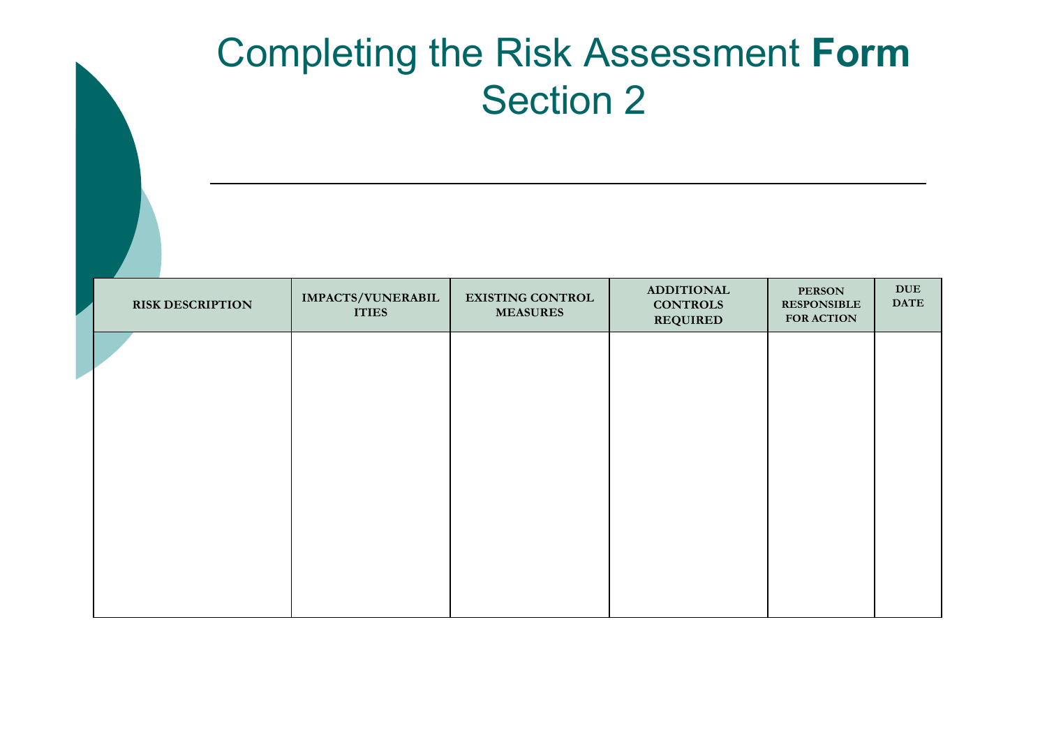# Completing the Risk Assessment **Form** Section 2

| RISK DESCRIPTION | IMPACTS/VUNERABILITIES | EXISTING CONTROL MEASURES | ADDITIONAL CONTROLS REQUIRED | PERSON RESPONSIBLE FOR ACTION | DUE DATE |
|---|---|---|---|---|---|
| | | | | | |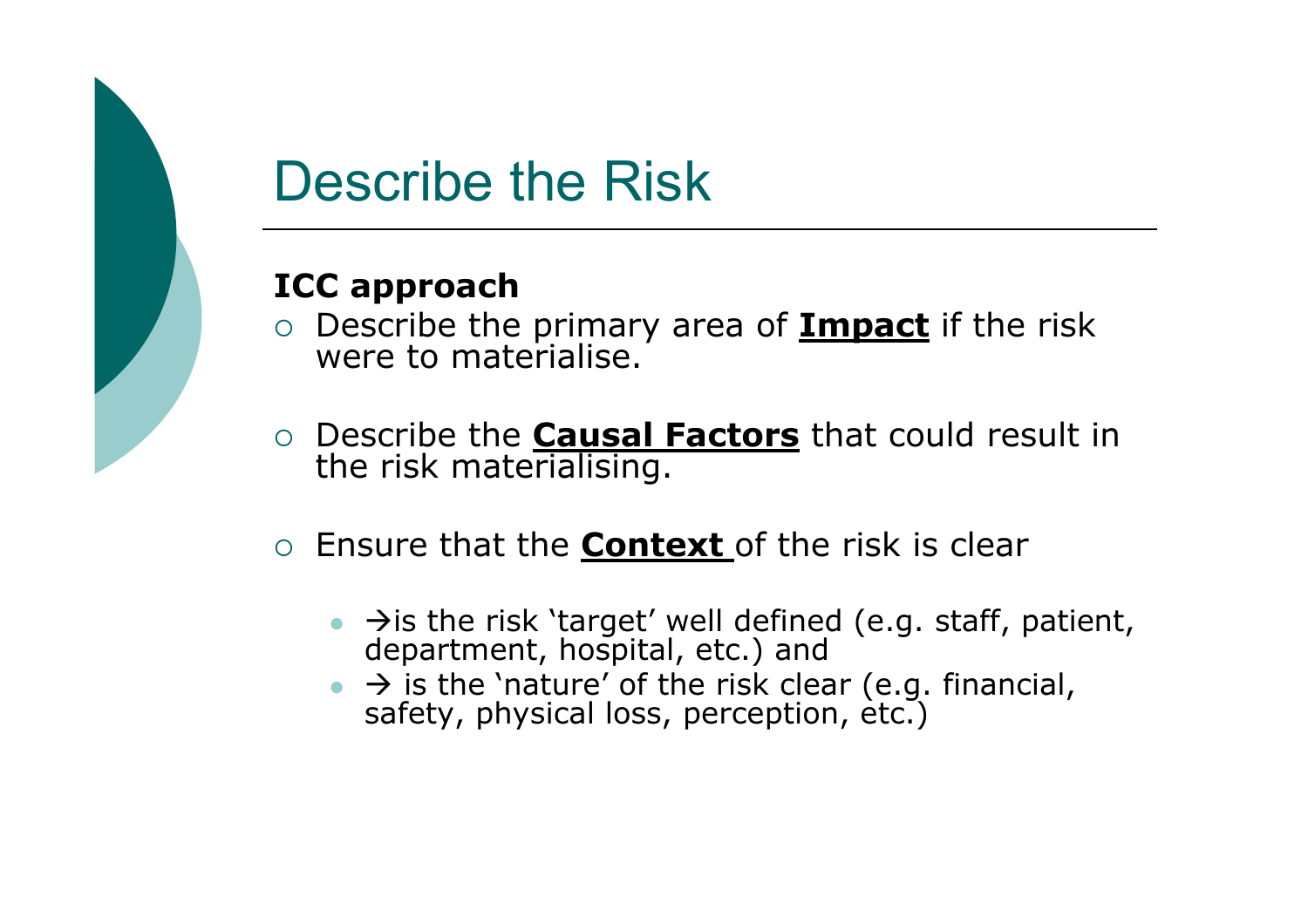# Describe the Risk

**ICC approach**

- Describe the primary area of **Impact** if the risk were to materialise.
- Describe the **Causal Factors** that could result in the risk materialising.
- Ensure that the **Context** of the risk is clear
  - →is the risk 'target' well defined (e.g. staff, patient, department, hospital, etc.) and
  - → is the 'nature' of the risk clear (e.g. financial, safety, physical loss, perception, etc.)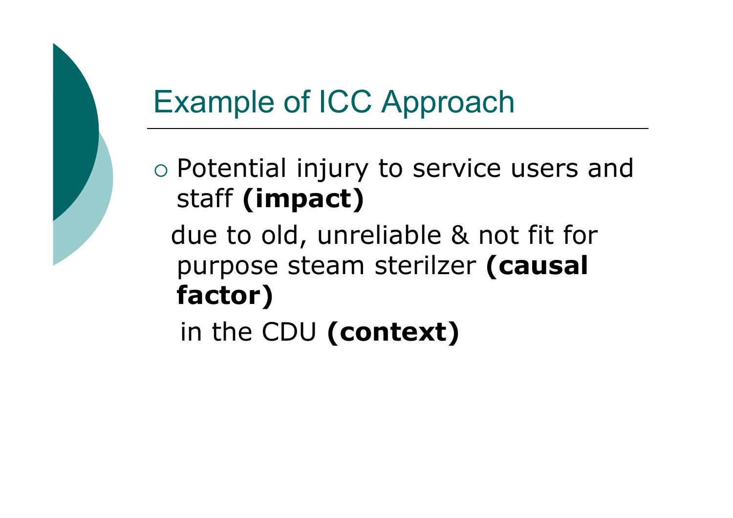# Example of ICC Approach

- Potential injury to service users and staff **(impact)**

  due to old, unreliable & not fit for purpose steam sterilzer **(causal factor)**

  in the CDU **(context)**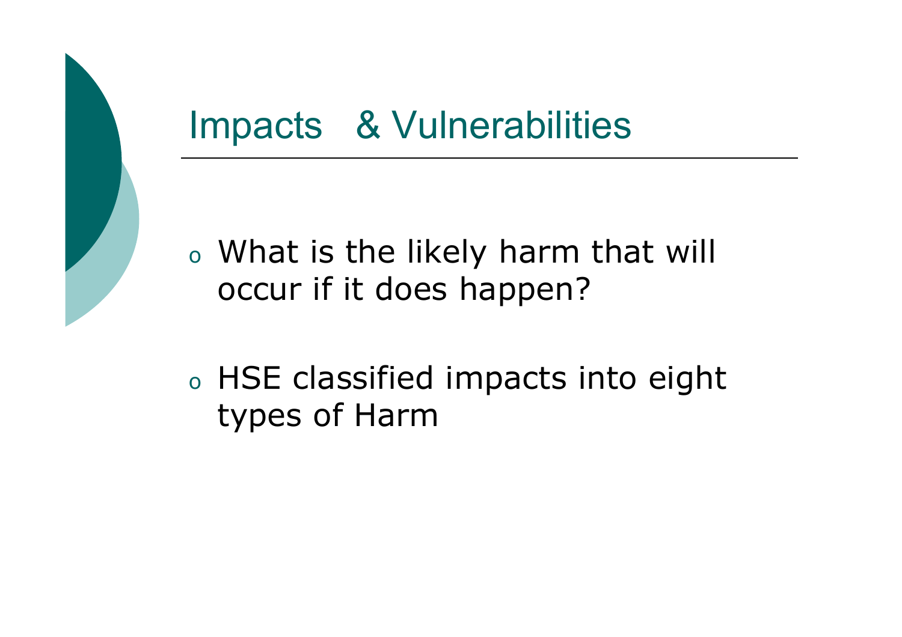# Impacts & Vulnerabilities

- What is the likely harm that will occur if it does happen?
- HSE classified impacts into eight types of Harm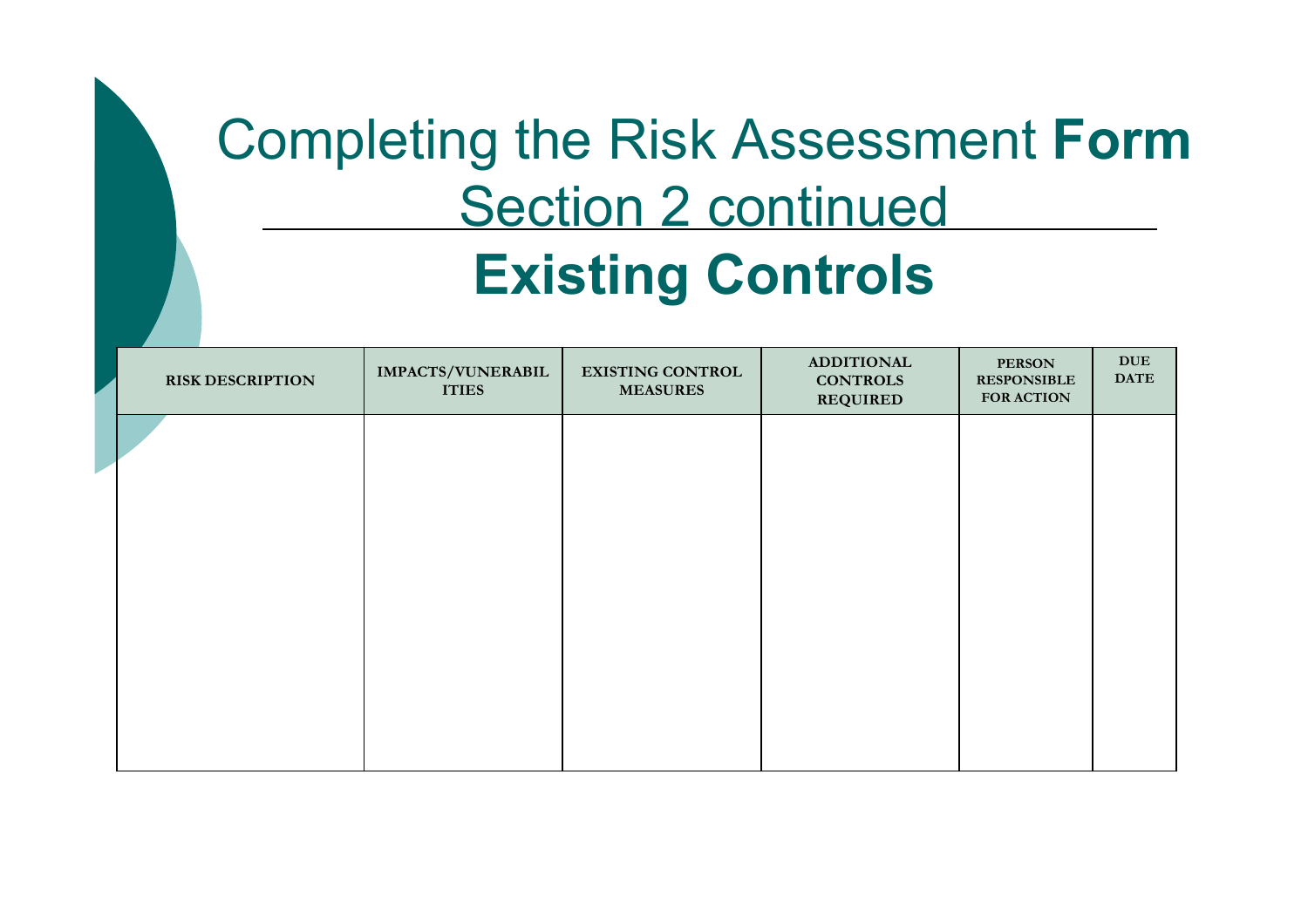# Completing the Risk Assessment **Form**

## Section 2 continued

## **Existing Controls**

| RISK DESCRIPTION | IMPACTS/VUNERABILITIES | EXISTING CONTROL MEASURES | ADDITIONAL CONTROLS REQUIRED | PERSON RESPONSIBLE FOR ACTION | DUE DATE |
|---|---|---|---|---|---|
| | | | | | |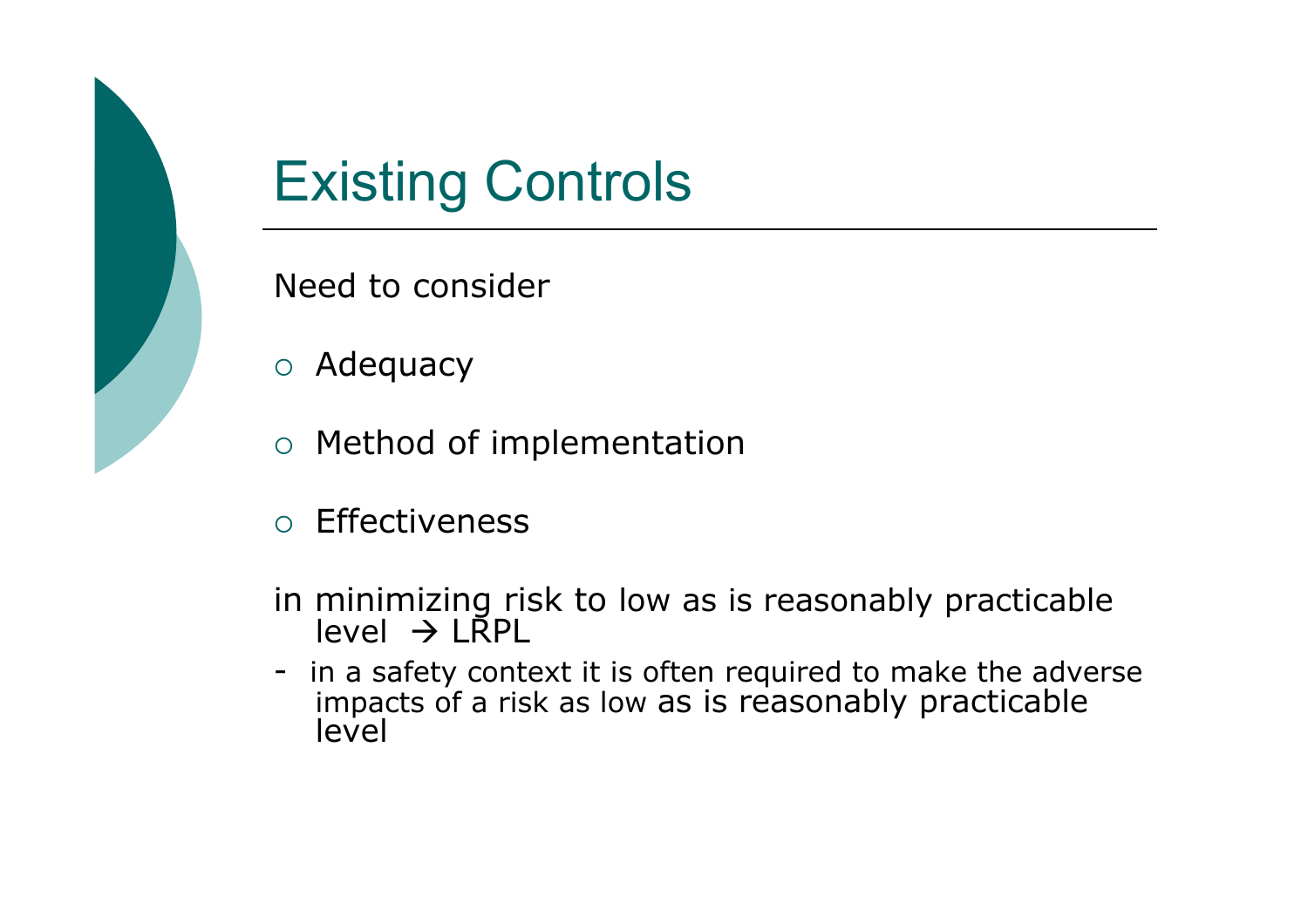# Existing Controls

Need to consider

- Adequacy
- Method of implementation
- Effectiveness

in minimizing risk to low as is reasonably practicable level → LRPL

- in a safety context it is often required to make the adverse impacts of a risk as low as is reasonably practicable level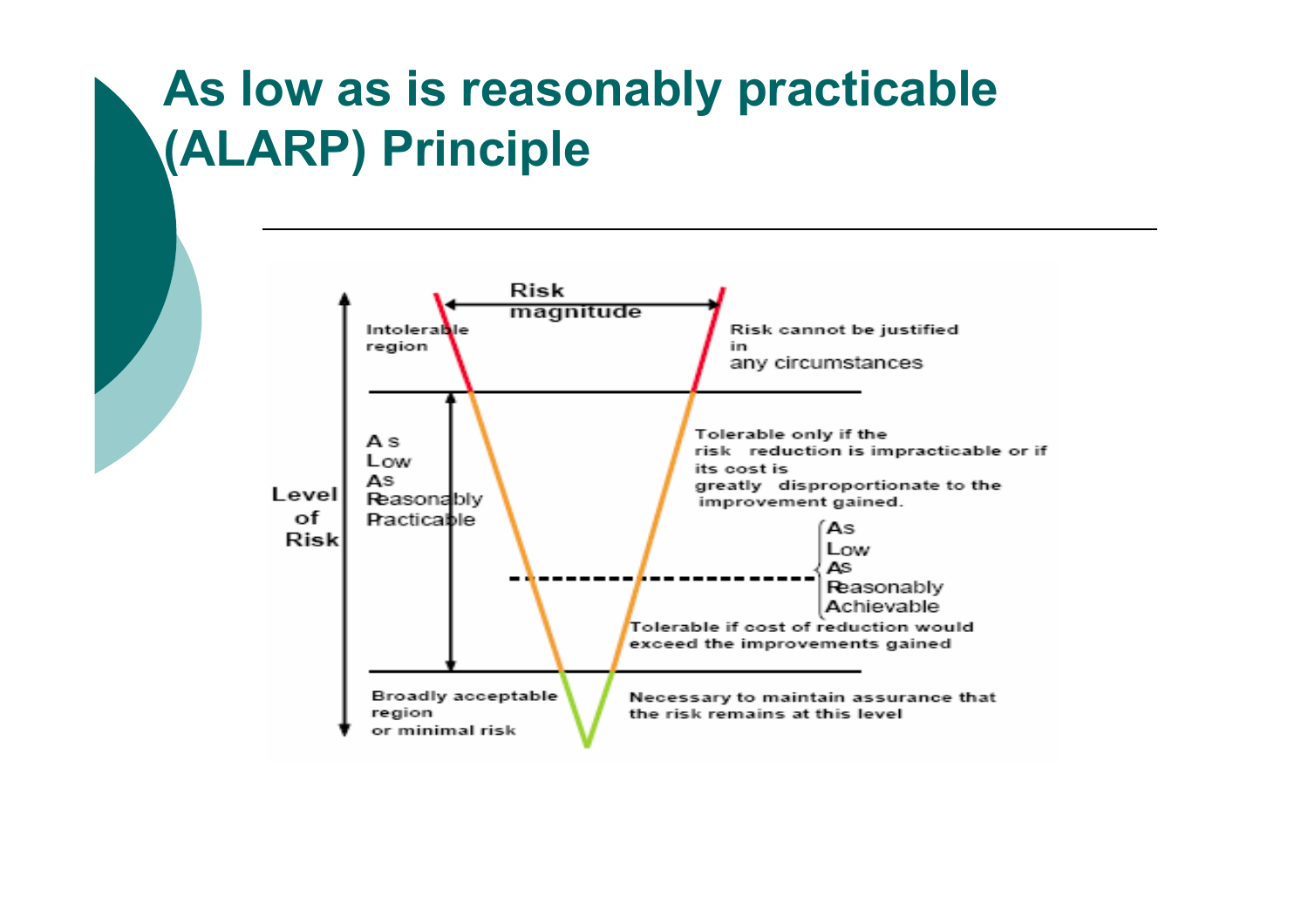# As low as is reasonably practicable (ALARP) Principle

Risk magnitude

Level of Risk

Intolerable region

Risk cannot be justified in any circumstances

As Low As Reasonably Practicable

Tolerable only if the risk reduction is impracticable or if its cost is greatly disproportionate to the improvement gained.

As Low As Reasonably Achievable

Tolerable if cost of reduction would exceed the improvements gained

Broadly acceptable region or minimal risk

Necessary to maintain assurance that the risk remains at this level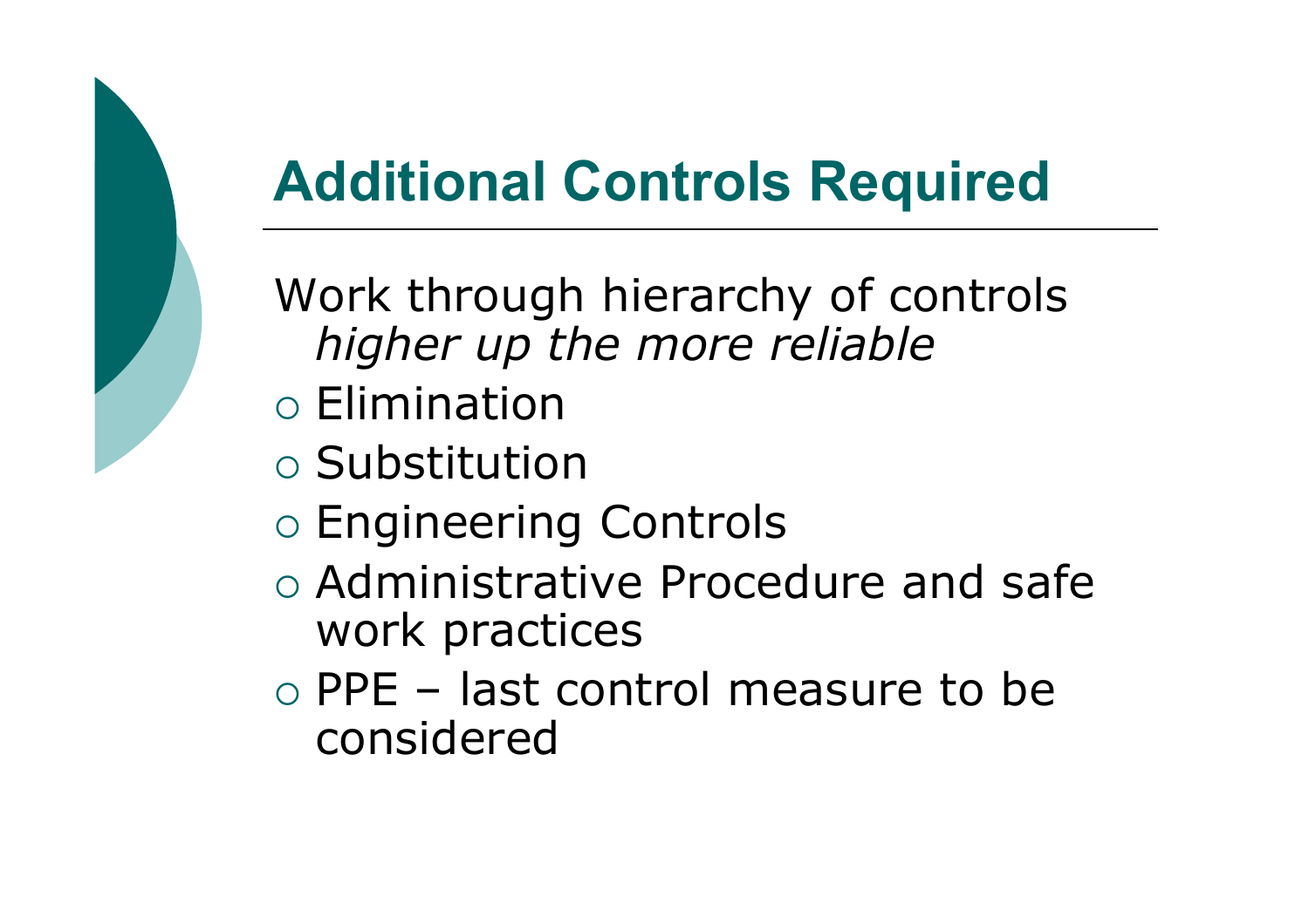# Additional Controls Required

Work through hierarchy of controls
*higher up the more reliable*

- Elimination
- Substitution
- Engineering Controls
- Administrative Procedure and safe work practices
- PPE – last control measure to be considered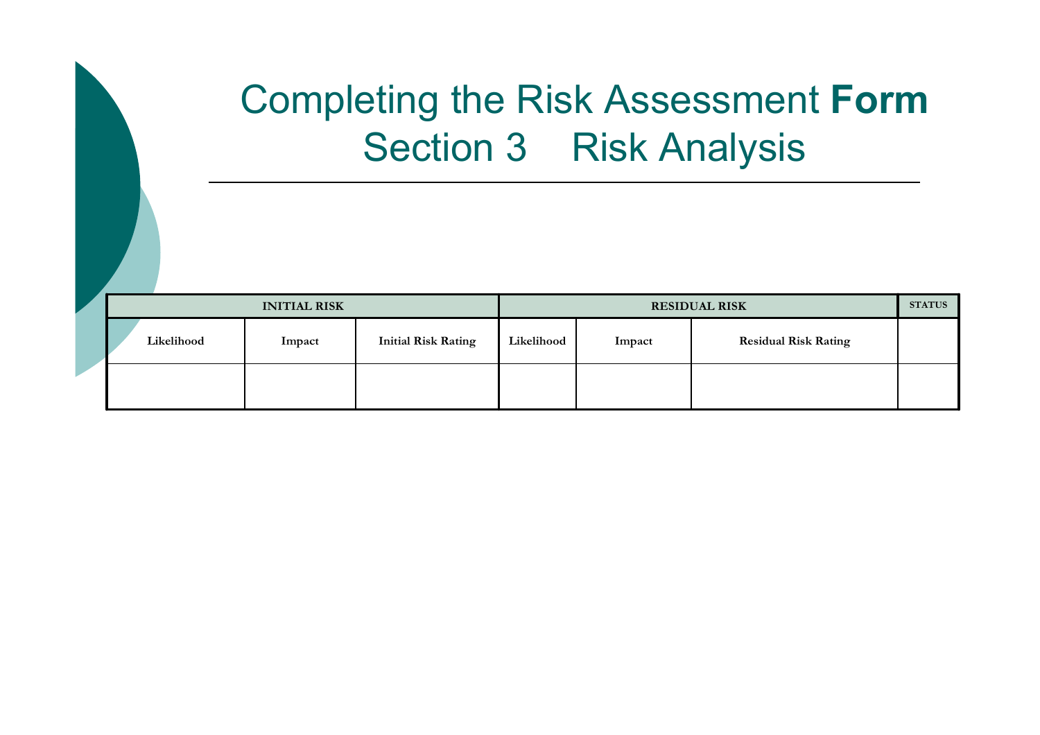# Completing the Risk Assessment **Form**
## Section 3 Risk Analysis

| INITIAL RISK | | | RESIDUAL RISK | | | STATUS |
|---|---|---|---|---|---|---|
| Likelihood | Impact | Initial Risk Rating | Likelihood | Impact | Residual Risk Rating | |
| | | | | | | |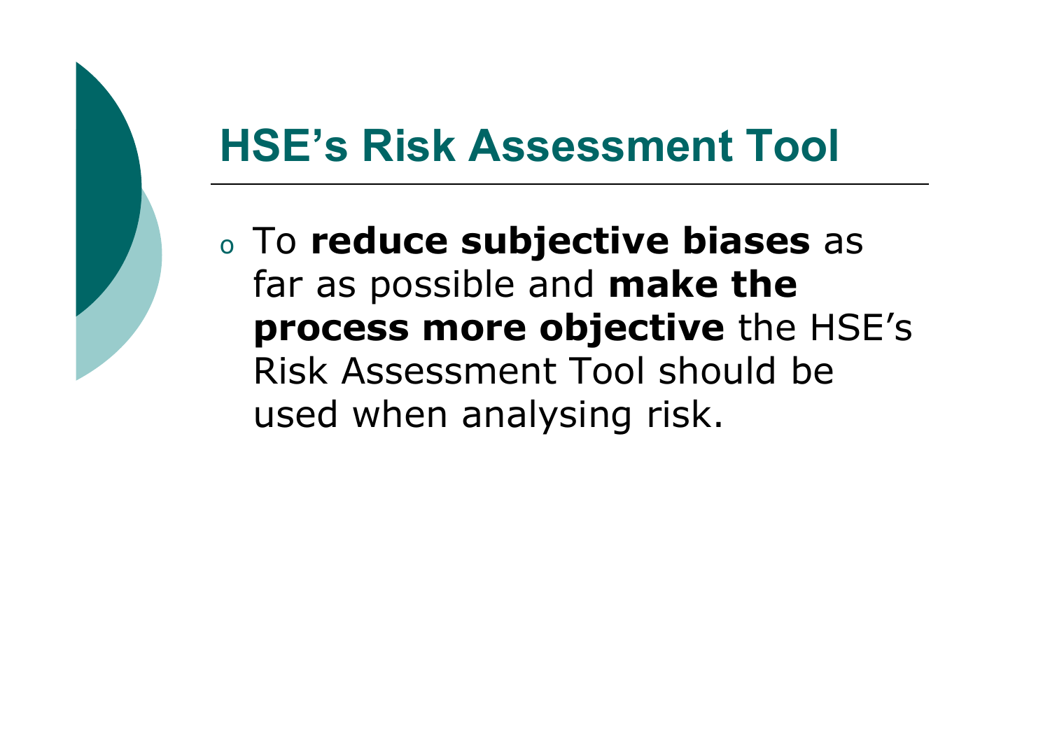# HSE's Risk Assessment Tool

- To **reduce subjective biases** as far as possible and **make the process more objective** the HSE's Risk Assessment Tool should be used when analysing risk.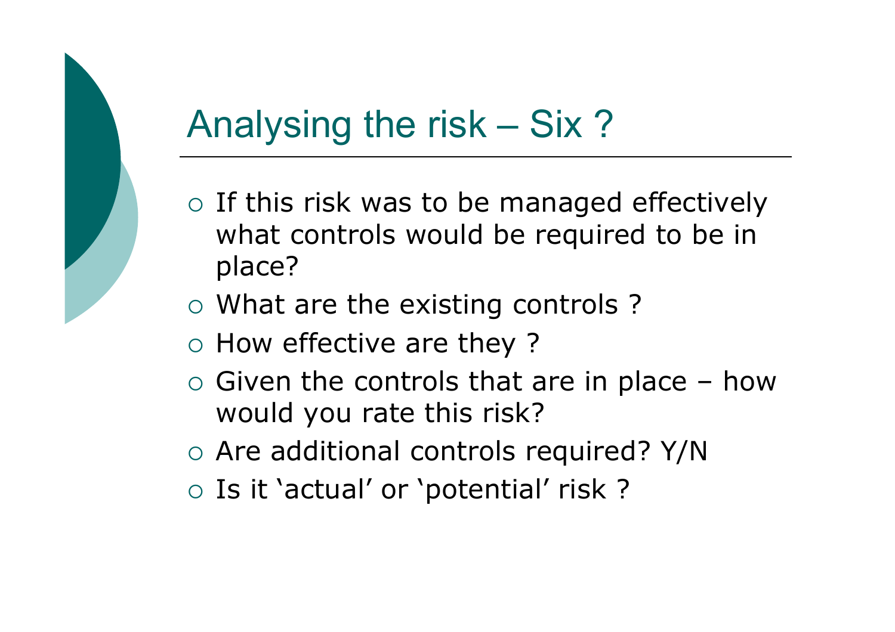# Analysing the risk – Six ?

- If this risk was to be managed effectively what controls would be required to be in place?
- What are the existing controls ?
- How effective are they ?
- Given the controls that are in place – how would you rate this risk?
- Are additional controls required? Y/N
- Is it 'actual' or 'potential' risk ?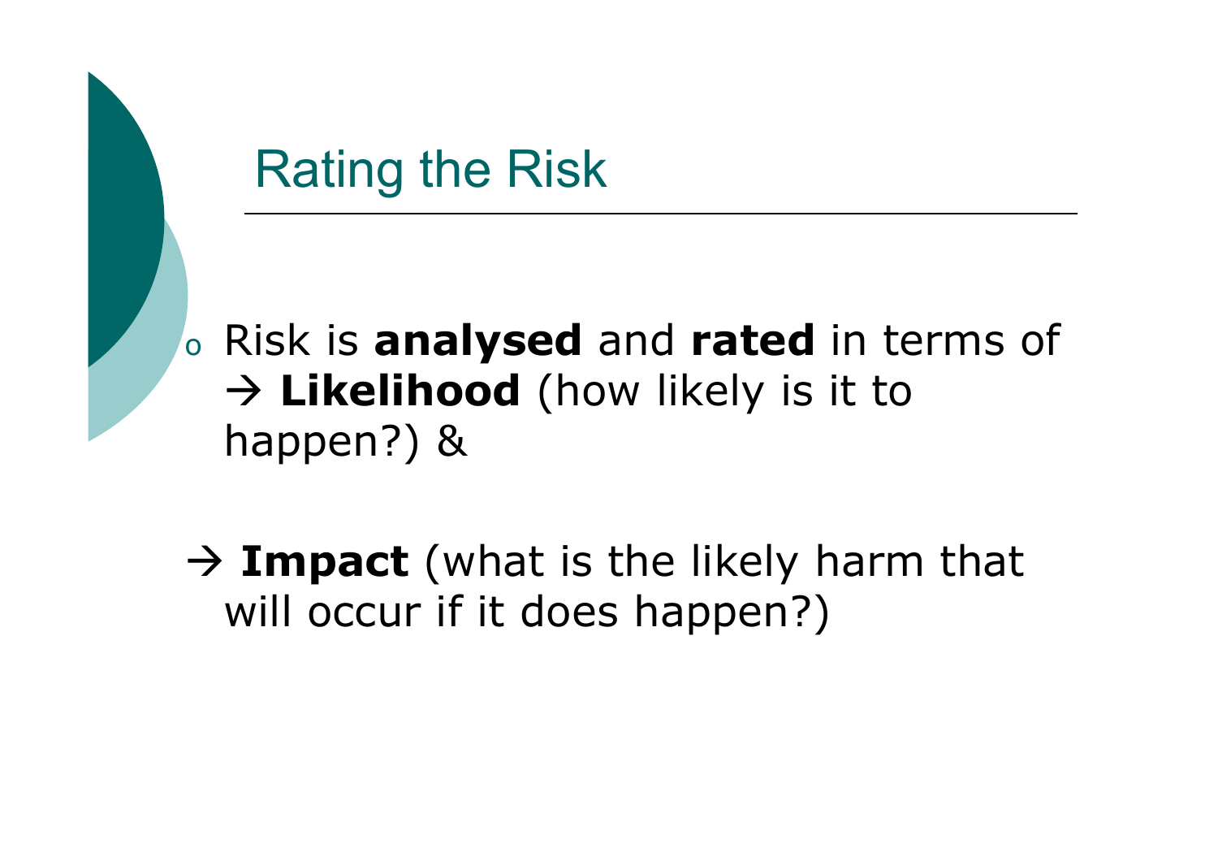# Rating the Risk

- Risk is **analysed** and **rated** in terms of → **Likelihood** (how likely is it to happen?) &

→ **Impact** (what is the likely harm that will occur if it does happen?)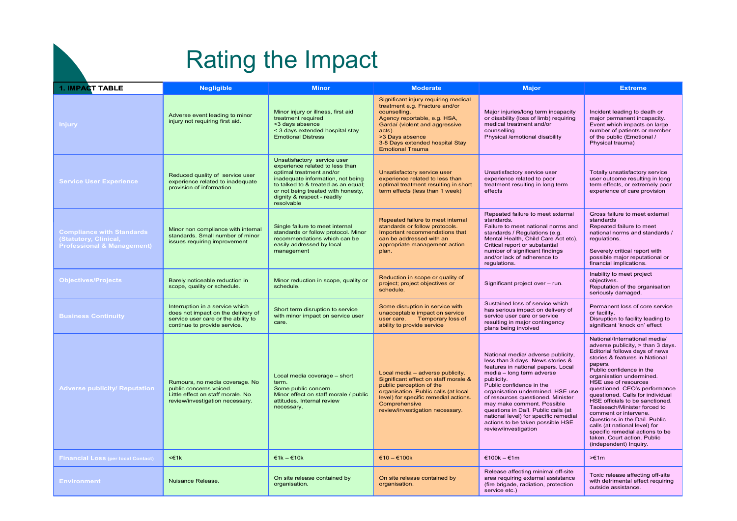# Rating the Impact

| 1. IMPACT TABLE | Negligible | Minor | Moderate | Major | Extreme |
|---|---|---|---|---|---|
| **Injury** | Adverse event leading to minor injury not requiring first aid. | Minor injury or illness, first aid treatment required<br><3 days absence<br>< 3 days extended hospital stay<br>Emotional Distress | Significant injury requiring medical treatment e.g. Fracture and/or counselling.<br>Agency reportable, e.g. HSA, Gardaí (violent and aggressive acts).<br>>3 Days absence<br>3-8 Days extended hospital Stay<br>Emotional Trauma | Major injuries/long term incapacity or disability (loss of limb) requiring medical treatment and/or counselling<br>Physical /emotional disability | Incident leading to death or major permanent incapacity.<br>Event which impacts on large number of patients or member of the public (Emotional / Physical trauma) |
| **Service User Experience** | Reduced quality of service user experience related to inadequate provision of information | Unsatisfactory service user experience related to less than optimal treatment and/or inadequate information, not being to talked to & treated as an equal; or not being treated with honesty, dignity & respect - readily resolvable | Unsatisfactory service user experience related to less than optimal treatment resulting in short term effects (less than 1 week) | Unsatisfactory service user experience related to poor treatment resulting in long term effects | Totally unsatisfactory service user outcome resulting in long term effects, or extremely poor experience of care provision |
| **Compliance with Standards (Statutory, Clinical, Professional & Management)** | Minor non compliance with internal standards. Small number of minor issues requiring improvement | Single failure to meet internal standards or follow protocol. Minor recommendations which can be easily addressed by local management | Repeated failure to meet internal standards or follow protocols.<br>Important recommendations that can be addressed with an appropriate management action plan. | Repeated failure to meet external standards.<br>Failure to meet national norms and standards / Regulations (e.g. Mental Health, Child Care Act etc).<br>Critical report or substantial number of significant findings and/or lack of adherence to regulations. | Gross failure to meet external standards<br>Repeated failure to meet national norms and standards / regulations.<br><br>Severely critical report with possible major reputational or financial implications. |
| **Objectives/Projects** | Barely noticeable reduction in scope, quality or schedule. | Minor reduction in scope, quality or schedule. | Reduction in scope or quality of project; project objectives or schedule. | Significant project over – run. | Inability to meet project objectives.<br>Reputation of the organisation seriously damaged. |
| **Business Continuity** | Interruption in a service which does not impact on the delivery of service user care or the ability to continue to provide service. | Short term disruption to service with minor impact on service user care. | Some disruption in service with unacceptable impact on service user care. Temporary loss of ability to provide service | Sustained loss of service which has serious impact on delivery of service user care or service resulting in major contingency plans being involved | Permanent loss of core service or facility.<br>Disruption to facility leading to significant 'knock on' effect |
| **Adverse publicity/ Reputation** | Rumours, no media coverage. No public concerns voiced.<br>Little effect on staff morale. No review/investigation necessary. | Local media coverage – short term.<br>Some public concern.<br>Minor effect on staff morale / public attitudes. Internal review necessary. | Local media – adverse publicity.<br>Significant effect on staff morale & public perception of the organisation. Public calls (at local level) for specific remedial actions. Comprehensive review/investigation necessary. | National media/ adverse publicity, less than 3 days. News stories & features in national papers. Local media – long term adverse publicity.<br>Public confidence in the organisation undermined. HSE use of resources questioned. Minister may make comment. Possible questions in Dail. Public calls (at national level) for specific remedial actions to be taken possible HSE review/investigation | National/International media/ adverse publicity, > than 3 days. Editorial follows days of news stories & features in National papers.<br>Public confidence in the organisation undermined.<br>HSE use of resources questioned. CEO's performance questioned. Calls for individual HSE officials to be sanctioned. Taoiseach/Minister forced to comment or intervene.<br>Questions in the Dail. Public calls (at national level) for specific remedial actions to be taken. Court action. Public (independent) Inquiry. |
| **Financial Loss** (per local Contact) | <€1k | €1k – €10k | €10 – €100k | €100k – €1m | >€1m |
| **Environment** | Nuisance Release. | On site release contained by organisation. | On site release contained by organisation. | Release affecting minimal off-site area requiring external assistance (fire brigade, radiation, protection service etc.) | Toxic release affecting off-site with detrimental effect requiring outside assistance. |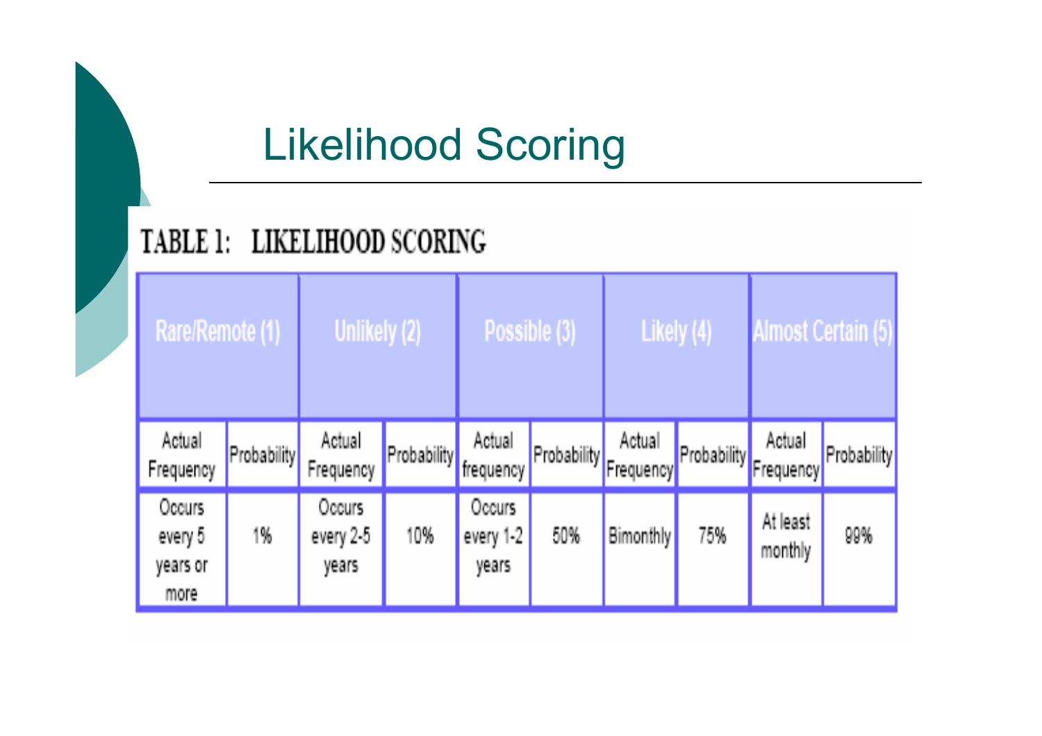# Likelihood Scoring

**TABLE 1: LIKELIHOOD SCORING**

| Rare/Remote (1) | | Unlikely (2) | | Possible (3) | | Likely (4) | | Almost Certain (5) | |
|---|---|---|---|---|---|---|---|---|---|
| Actual Frequency | Probability | Actual Frequency | Probability | Actual frequency | Probability | Actual Frequency | Probability | Actual Frequency | Probability |
| Occurs every 5 years or more | 1% | Occurs every 2-5 years | 10% | Occurs every 1-2 years | 50% | Bimonthly | 75% | At least monthly | 99% |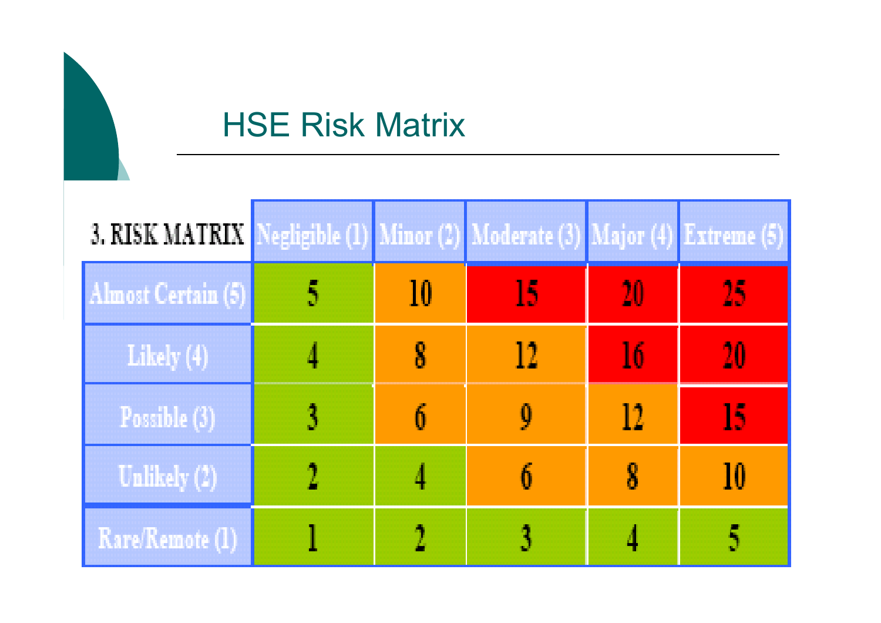# HSE Risk Matrix

| 3. RISK MATRIX | Negligible (1) | Minor (2) | Moderate (3) | Major (4) | Extreme (5) |
|---|---|---|---|---|---|
| Almost Certain (5) | 5 | 10 | 15 | 20 | 25 |
| Likely (4) | 4 | 8 | 12 | 16 | 20 |
| Possible (3) | 3 | 6 | 9 | 12 | 15 |
| Unlikely (2) | 2 | 4 | 6 | 8 | 10 |
| Rare/Remote (1) | 1 | 2 | 3 | 4 | 5 |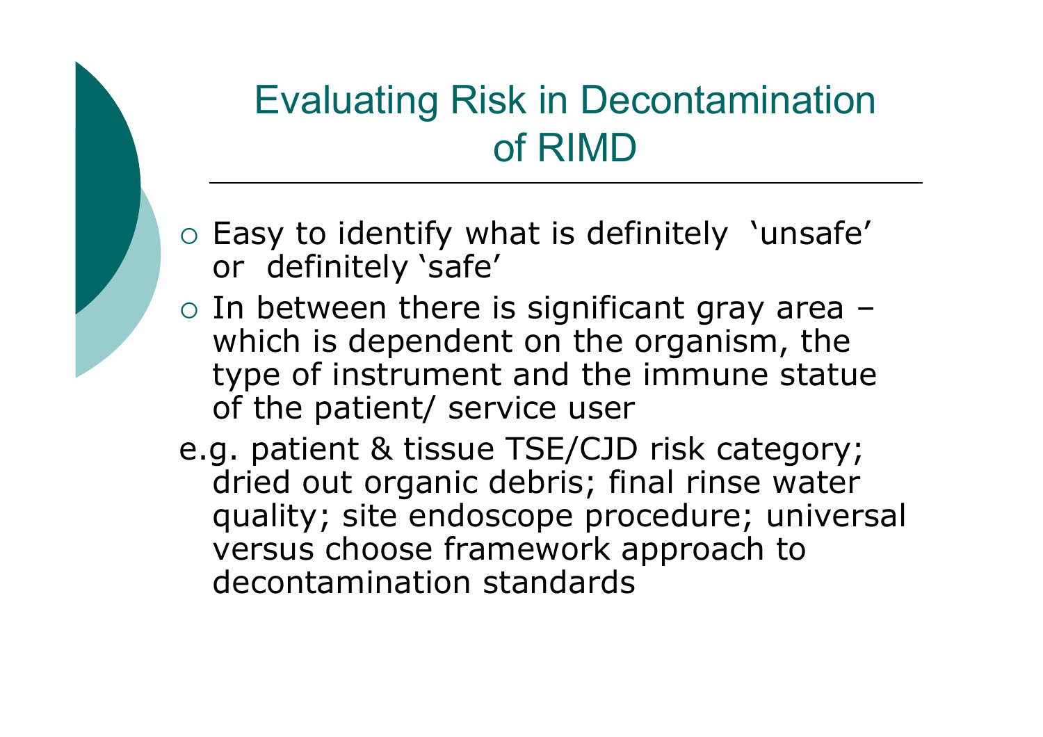# Evaluating Risk in Decontamination of RIMD

- Easy to identify what is definitely 'unsafe' or definitely 'safe'
- In between there is significant gray area – which is dependent on the organism, the type of instrument and the immune statue of the patient/ service user

e.g. patient & tissue TSE/CJD risk category; dried out organic debris; final rinse water quality; site endoscope procedure; universal versus choose framework approach to decontamination standards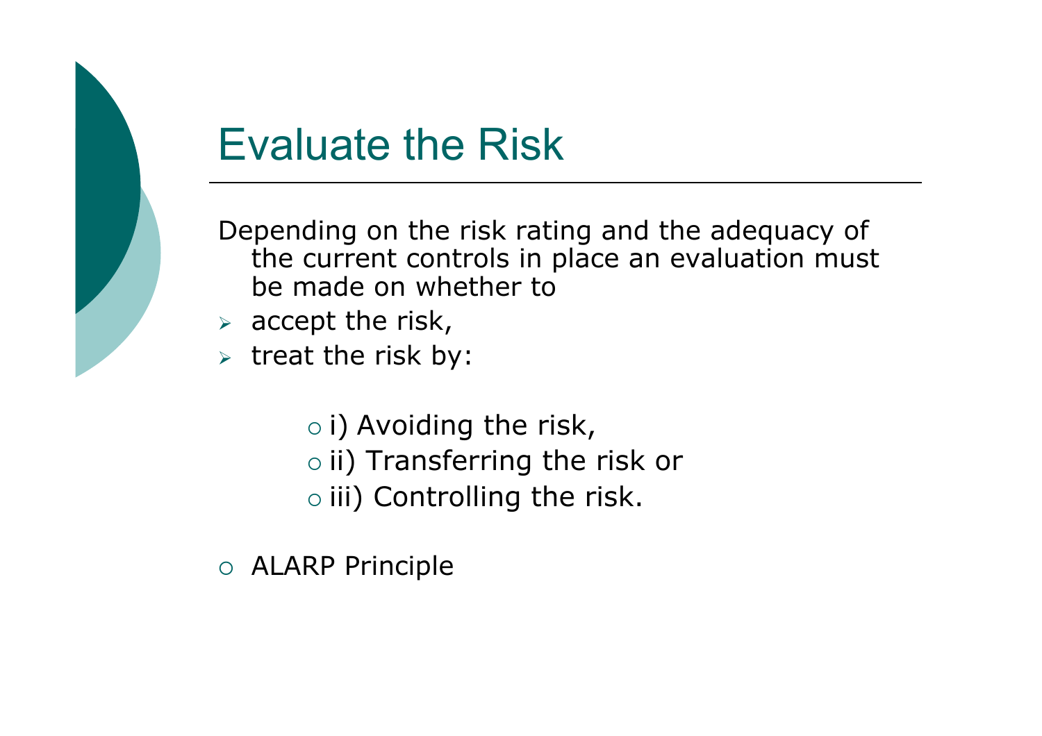# Evaluate the Risk

Depending on the risk rating and the adequacy of the current controls in place an evaluation must be made on whether to

- accept the risk,
- treat the risk by:
  - i) Avoiding the risk,
  - ii) Transferring the risk or
  - iii) Controlling the risk.

- ALARP Principle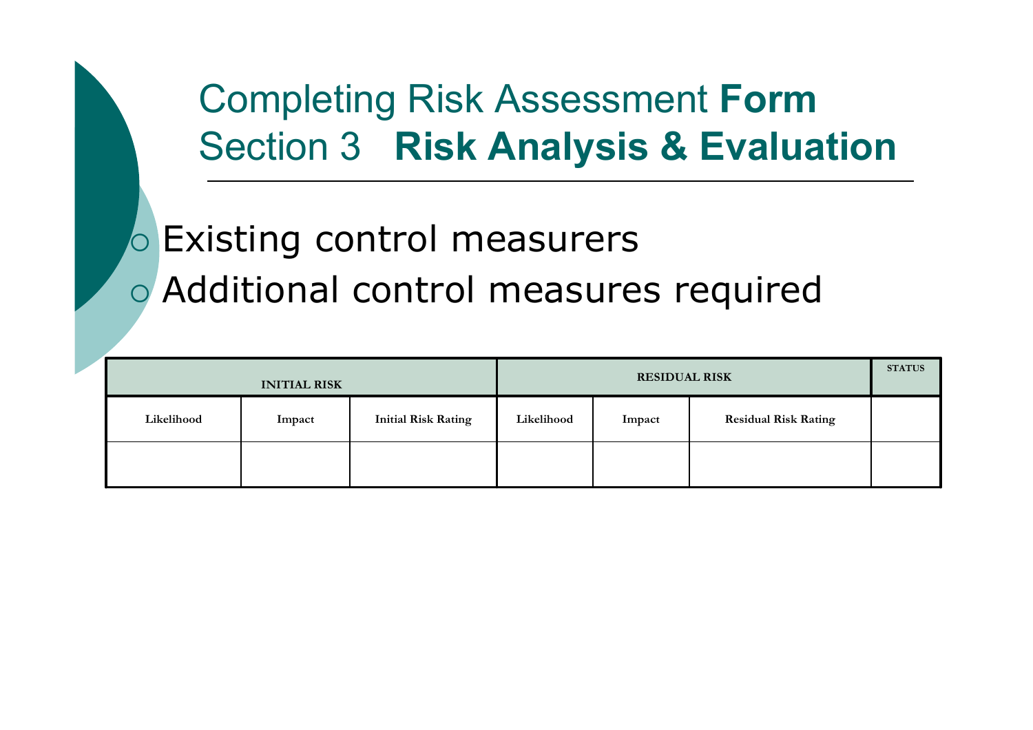# Completing Risk Assessment **Form**
## Section 3 **Risk Analysis & Evaluation**

- Existing control measurers
- Additional control measures required

| INITIAL RISK | | | RESIDUAL RISK | | | STATUS |
|---|---|---|---|---|---|---|
| Likelihood | Impact | Initial Risk Rating | Likelihood | Impact | Residual Risk Rating | |
| | | | | | | |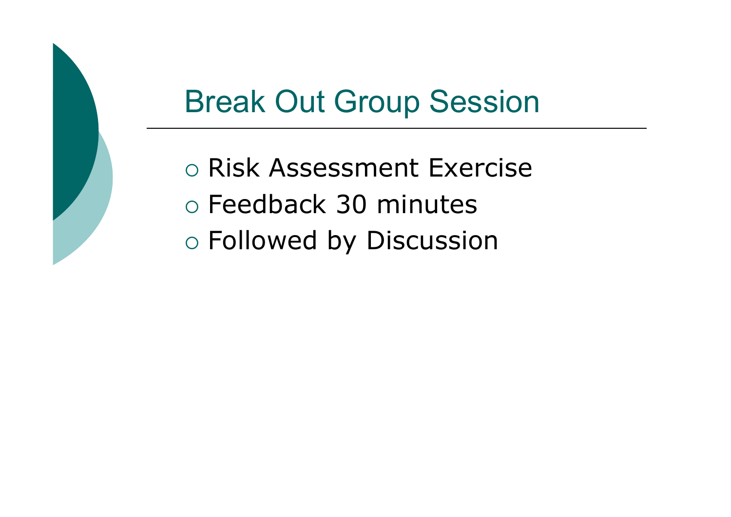# Break Out Group Session

- Risk Assessment Exercise
- Feedback 30 minutes
- Followed by Discussion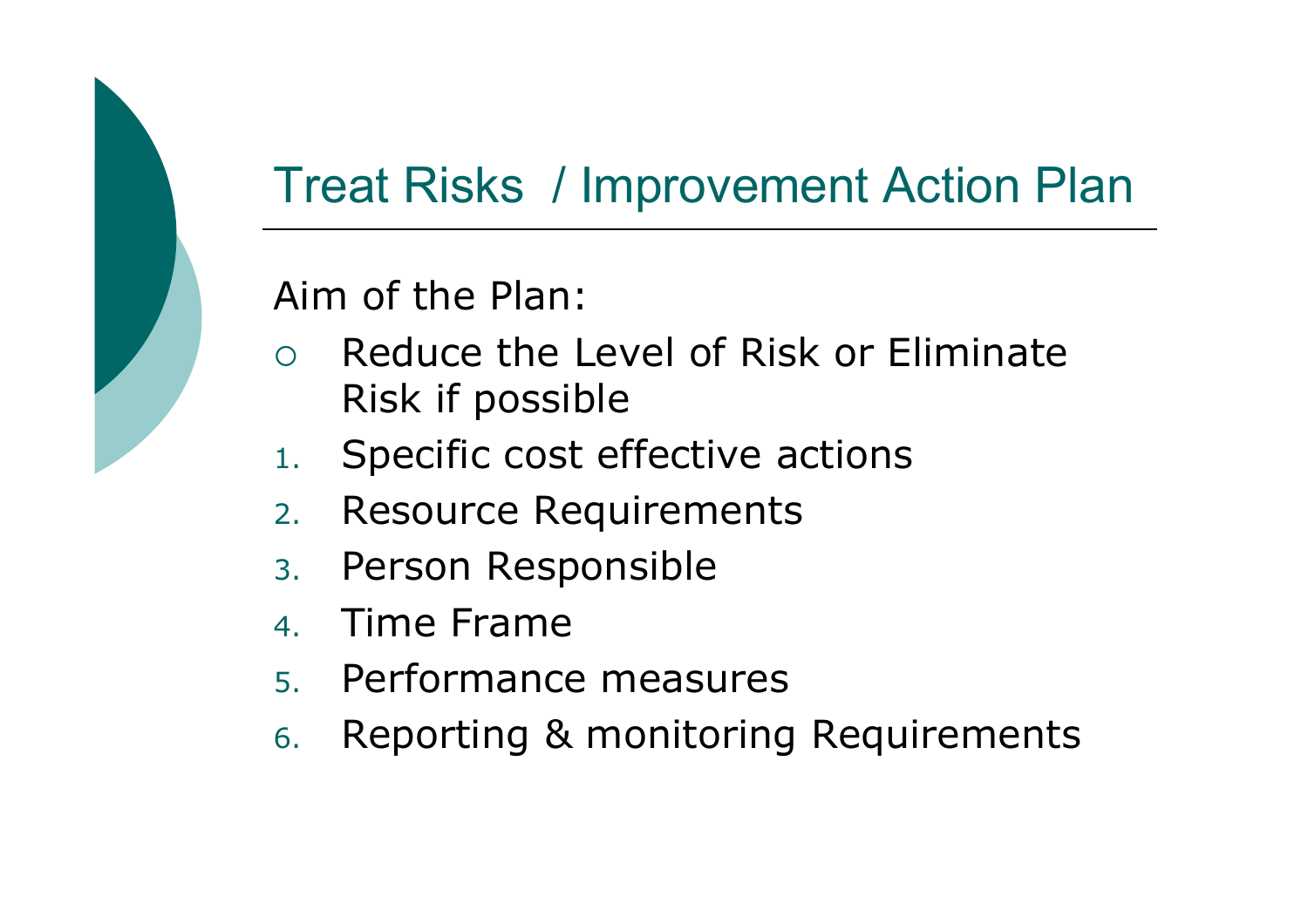# Treat Risks / Improvement Action Plan

Aim of the Plan:

- Reduce the Level of Risk or Eliminate Risk if possible

1. Specific cost effective actions
2. Resource Requirements
3. Person Responsible
4. Time Frame
5. Performance measures
6. Reporting & monitoring Requirements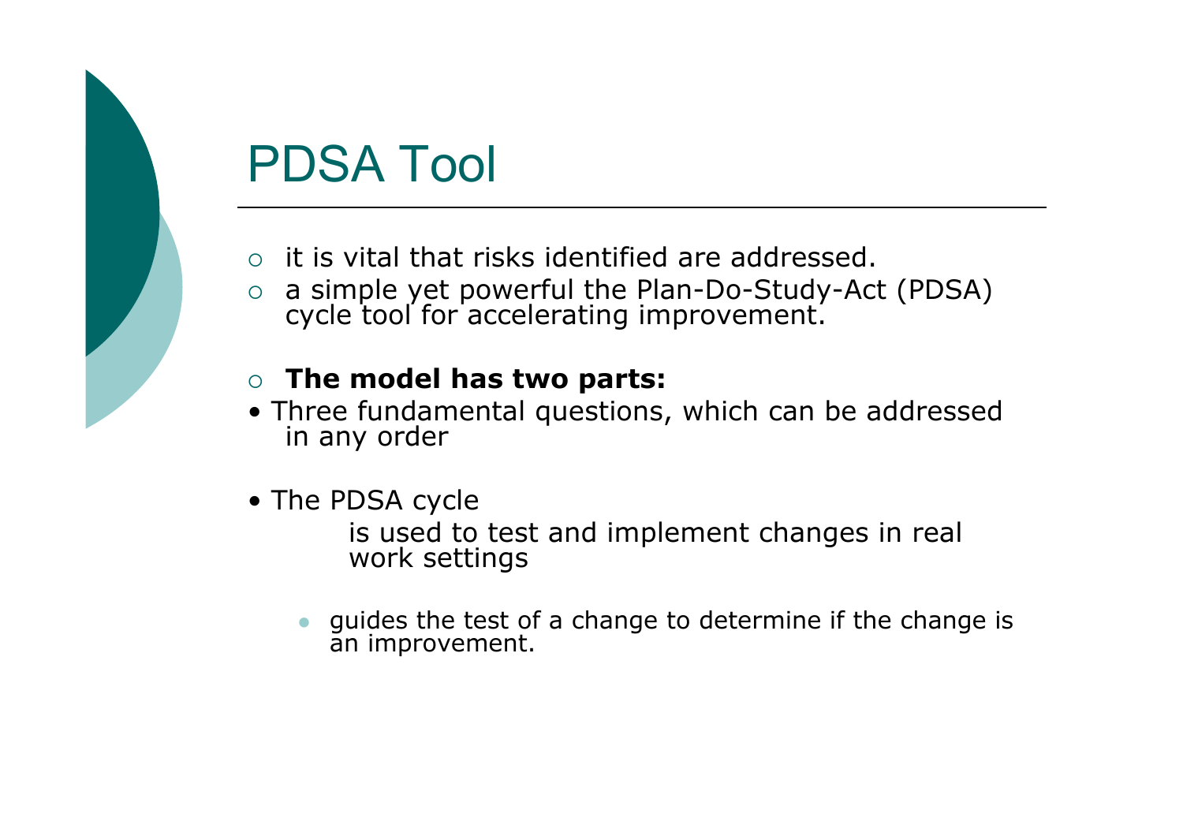# PDSA Tool

- it is vital that risks identified are addressed.
- a simple yet powerful the Plan-Do-Study-Act (PDSA) cycle tool for accelerating improvement.

- **The model has two parts:**

- Three fundamental questions, which can be addressed in any order

- The PDSA cycle

  is used to test and implement changes in real work settings

  - guides the test of a change to determine if the change is an improvement.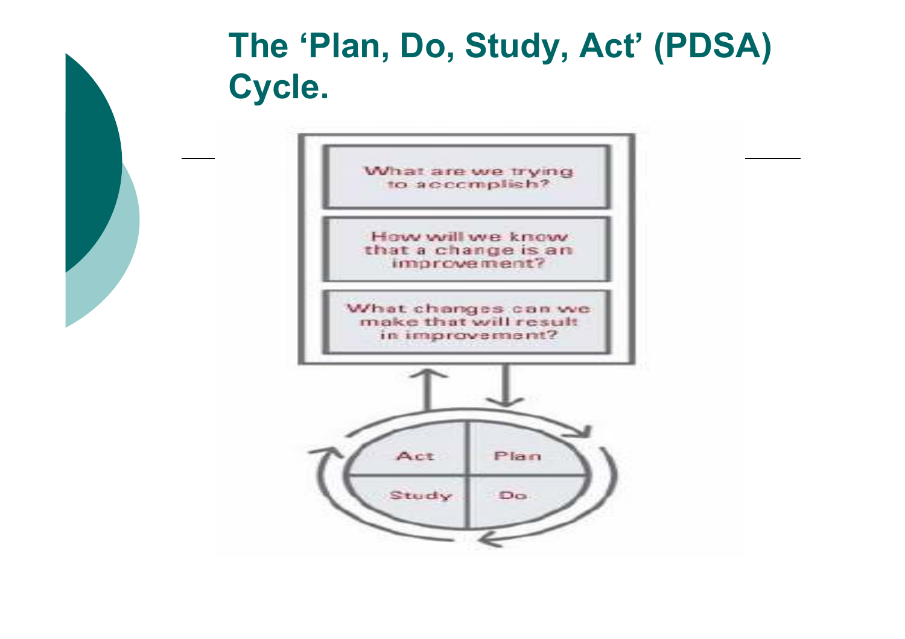# The 'Plan, Do, Study, Act' (PDSA) Cycle.

What are we trying to accomplish?

How will we know that a change is an improvement?

What changes can we make that will result in improvement?

Act | Plan

Study | Do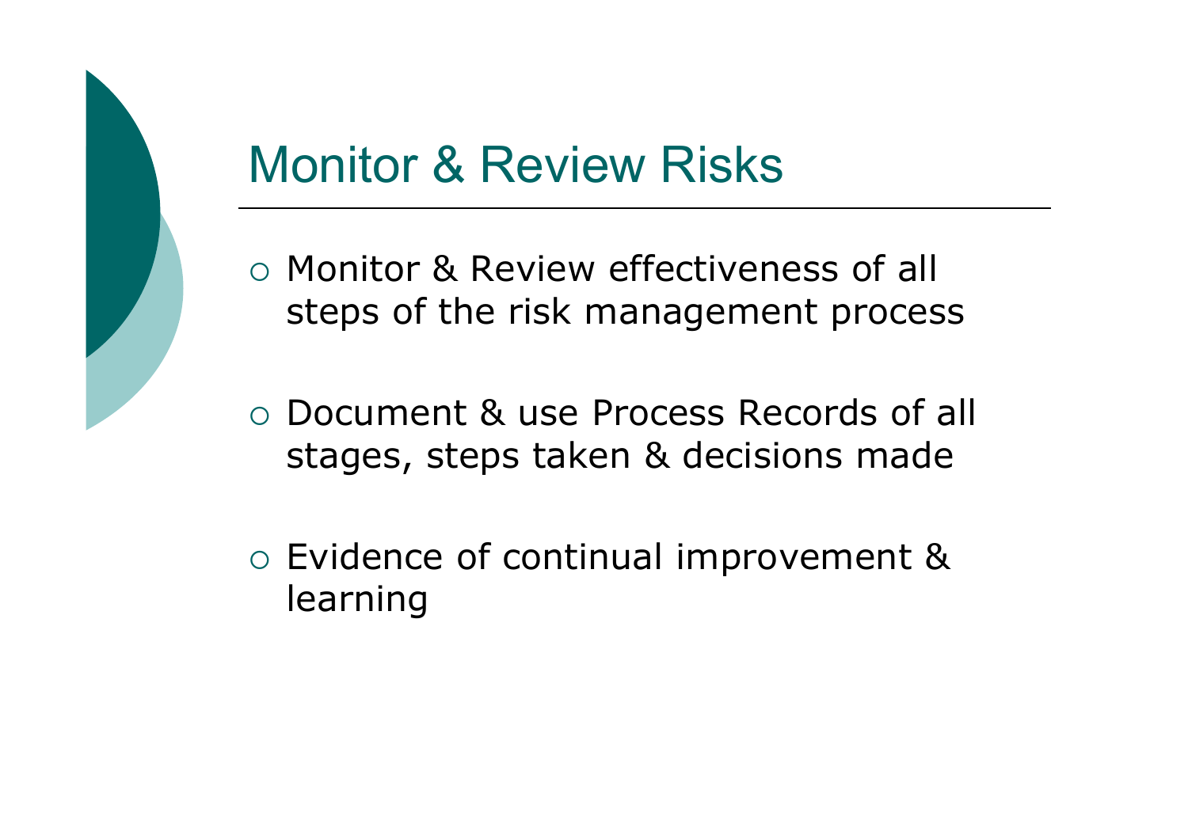# Monitor & Review Risks

- Monitor & Review effectiveness of all steps of the risk management process
- Document & use Process Records of all stages, steps taken & decisions made
- Evidence of continual improvement & learning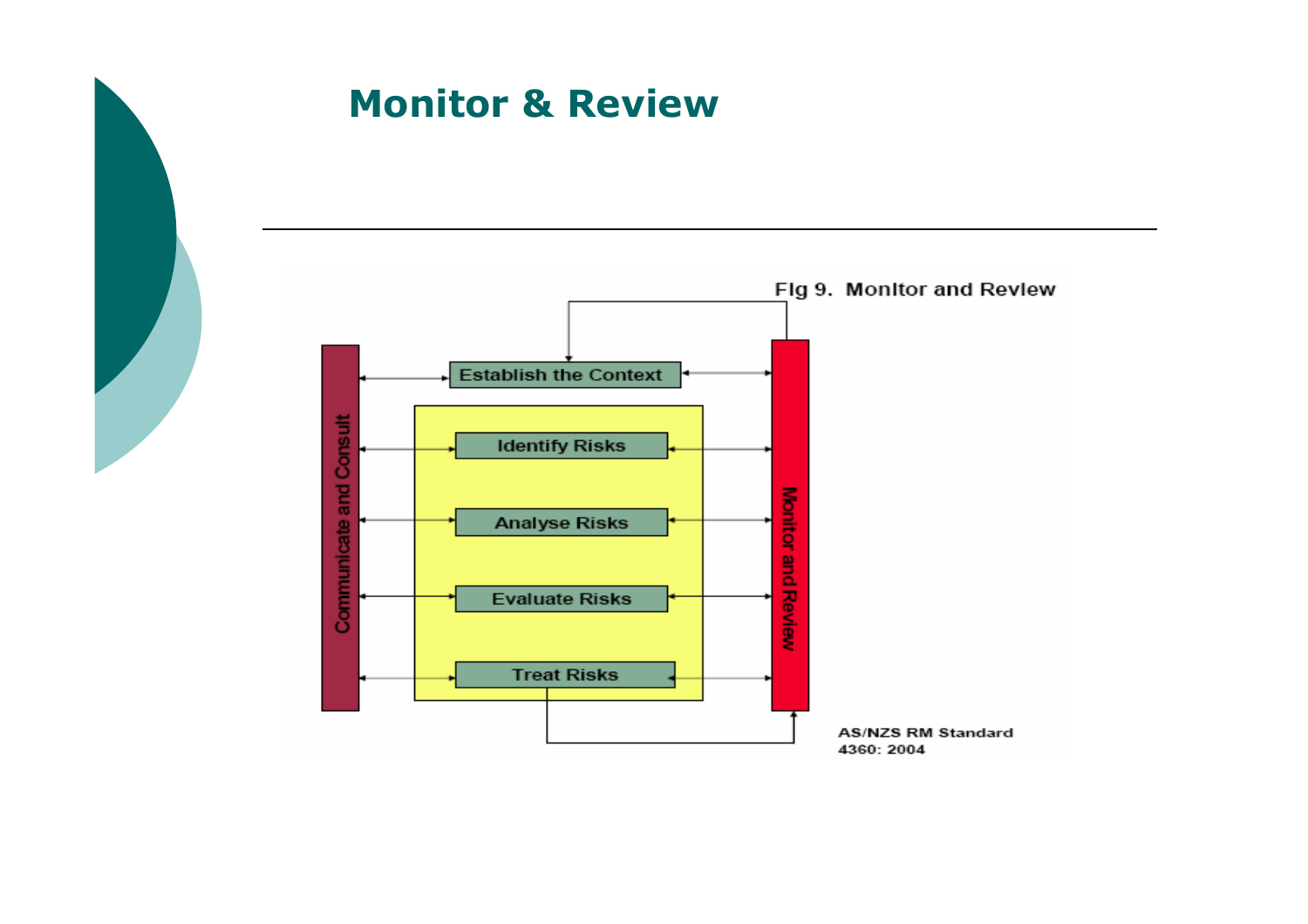## Monitor & Review

Fig 9. Monitor and Review

- Communicate and Consult
- Establish the Context
- Identify Risks
- Analyse Risks
- Evaluate Risks
- Treat Risks
- Monitor and Review

AS/NZS RM Standard
4360: 2004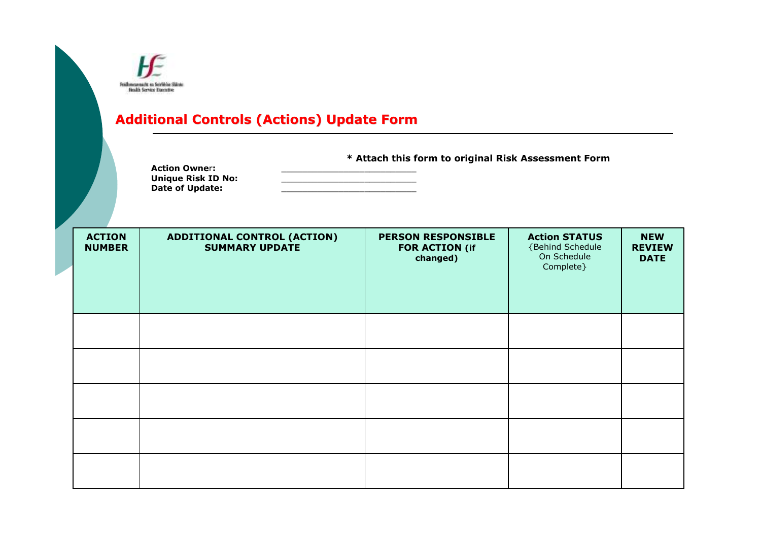Feidhmeannacht na Seirbhíse Sláinte
Health Service Executive

## Additional Controls (Actions) Update Form

**\* Attach this form to original Risk Assessment Form**

**Action Owner:** ________________________
**Unique Risk ID No:** ________________________
**Date of Update:** ________________________

| ACTION NUMBER | ADDITIONAL CONTROL (ACTION) SUMMARY UPDATE | PERSON RESPONSIBLE FOR ACTION (if changed) | Action STATUS {Behind Schedule On Schedule Complete} | NEW REVIEW DATE |
|---|---|---|---|---|
| | | | | |
| | | | | |
| | | | | |
| | | | | |
| | | | | |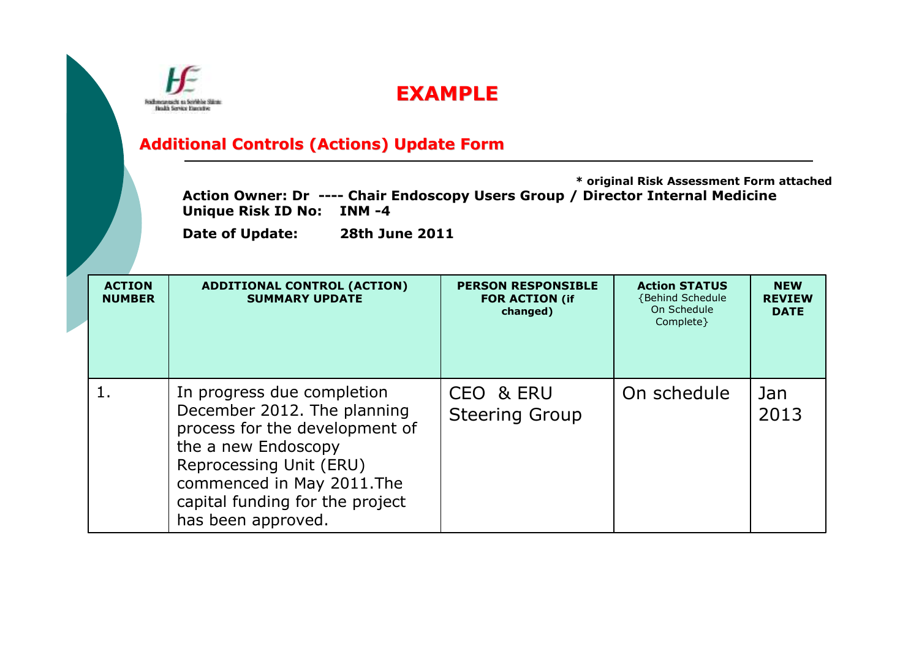# EXAMPLE

## Additional Controls (Actions) Update Form

**\* original Risk Assessment Form attached**

**Action Owner: Dr ---- Chair Endoscopy Users Group / Director Internal Medicine**
**Unique Risk ID No: INM -4**

**Date of Update: 28th June 2011**

| ACTION NUMBER | ADDITIONAL CONTROL (ACTION) SUMMARY UPDATE | PERSON RESPONSIBLE FOR ACTION (if changed) | Action STATUS {Behind Schedule On Schedule Complete} | NEW REVIEW DATE |
|---|---|---|---|---|
| 1. | In progress due completion December 2012. The planning process for the development of the a new Endoscopy Reprocessing Unit (ERU) commenced in May 2011.The capital funding for the project has been approved. | CEO & ERU Steering Group | On schedule | Jan 2013 |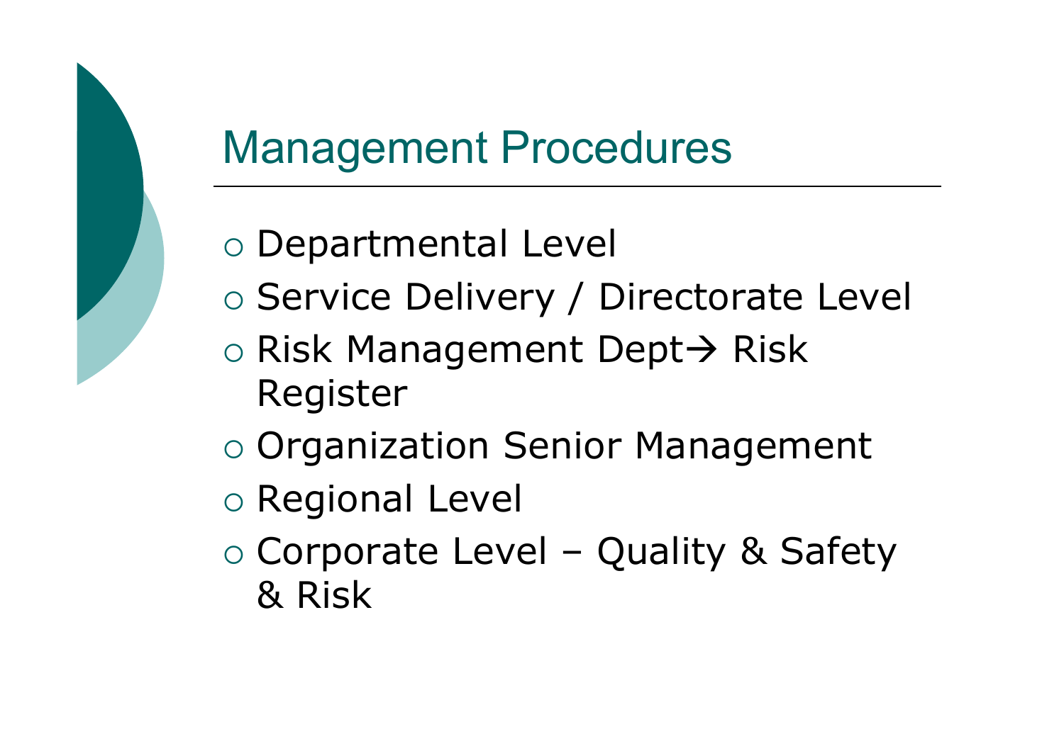# Management Procedures

- Departmental Level
- Service Delivery / Directorate Level
- Risk Management Dept→ Risk Register
- Organization Senior Management
- Regional Level
- Corporate Level – Quality & Safety & Risk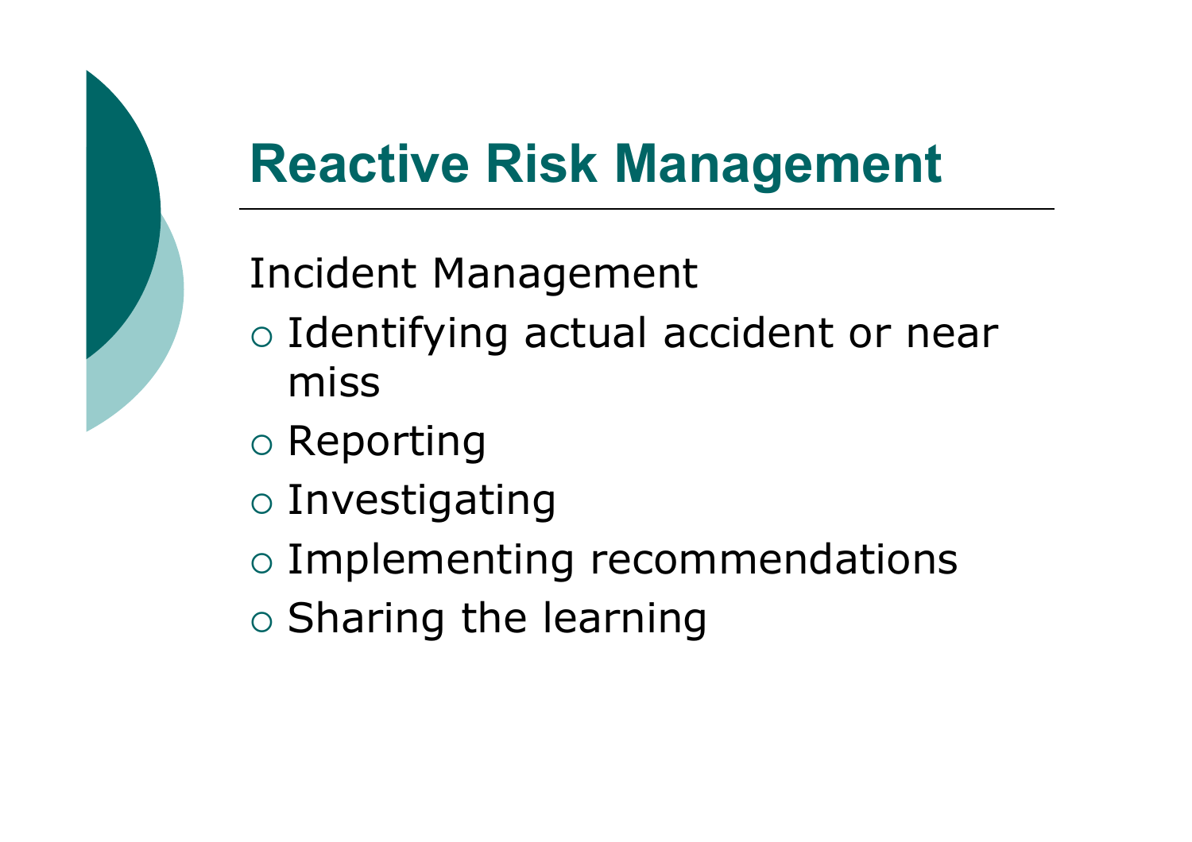# Reactive Risk Management

Incident Management

- Identifying actual accident or near miss
- Reporting
- Investigating
- Implementing recommendations
- Sharing the learning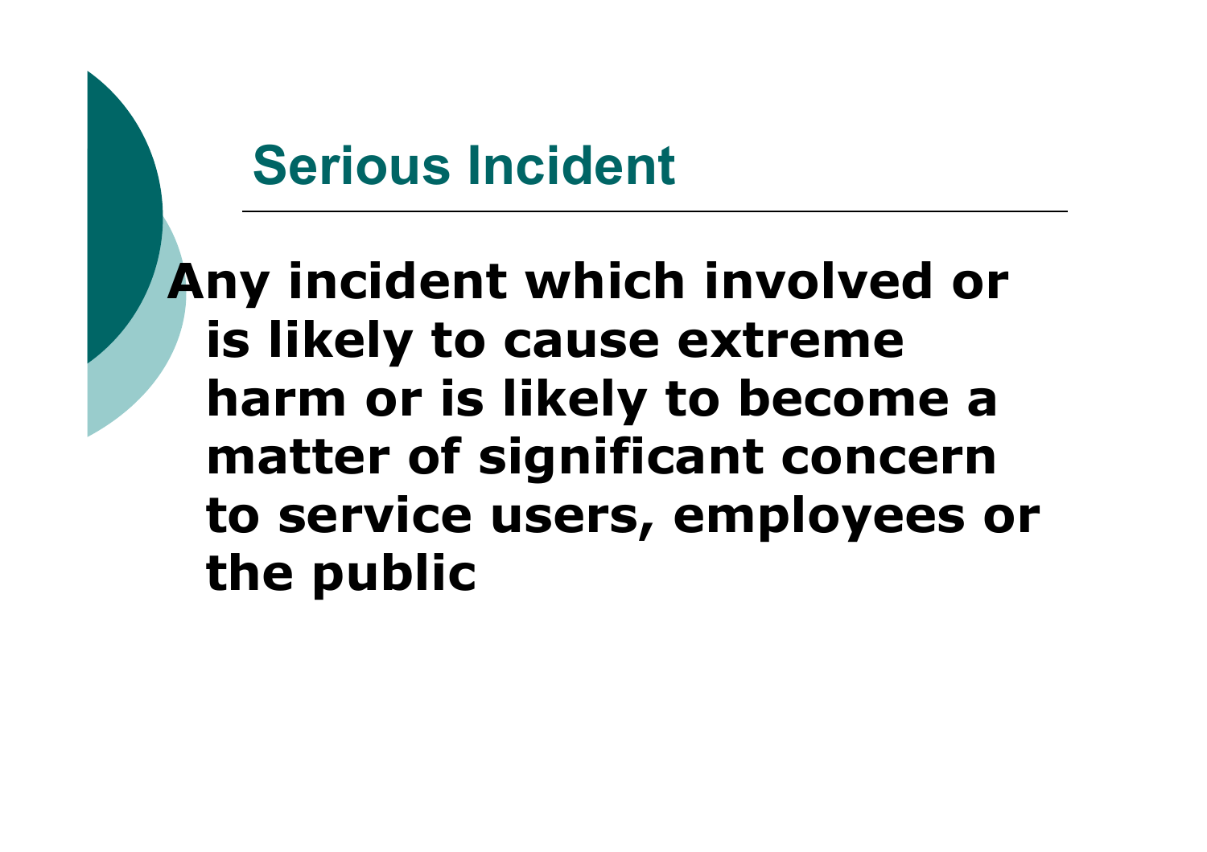## Serious Incident

**Any incident which involved or is likely to cause extreme harm or is likely to become a matter of significant concern to service users, employees or the public**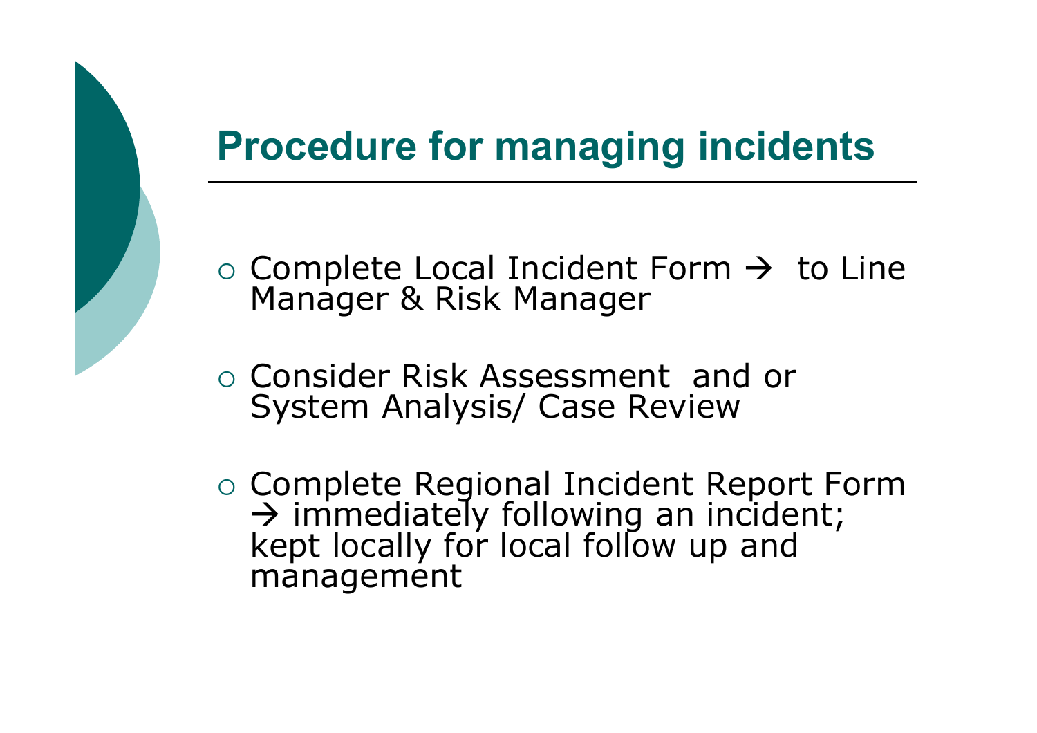# Procedure for managing incidents

- Complete Local Incident Form → to Line Manager & Risk Manager
- Consider Risk Assessment and or System Analysis/ Case Review
- Complete Regional Incident Report Form → immediately following an incident; kept locally for local follow up and management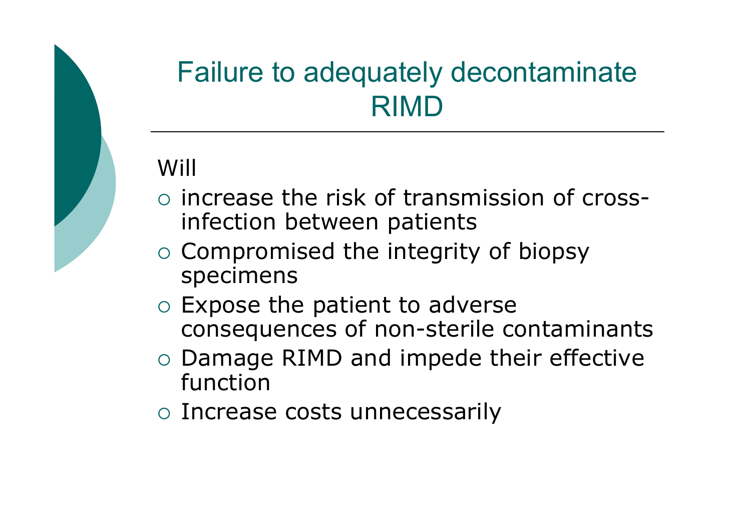# Failure to adequately decontaminate RIMD

Will

- increase the risk of transmission of cross-infection between patients
- Compromised the integrity of biopsy specimens
- Expose the patient to adverse consequences of non-sterile contaminants
- Damage RIMD and impede their effective function
- Increase costs unnecessarily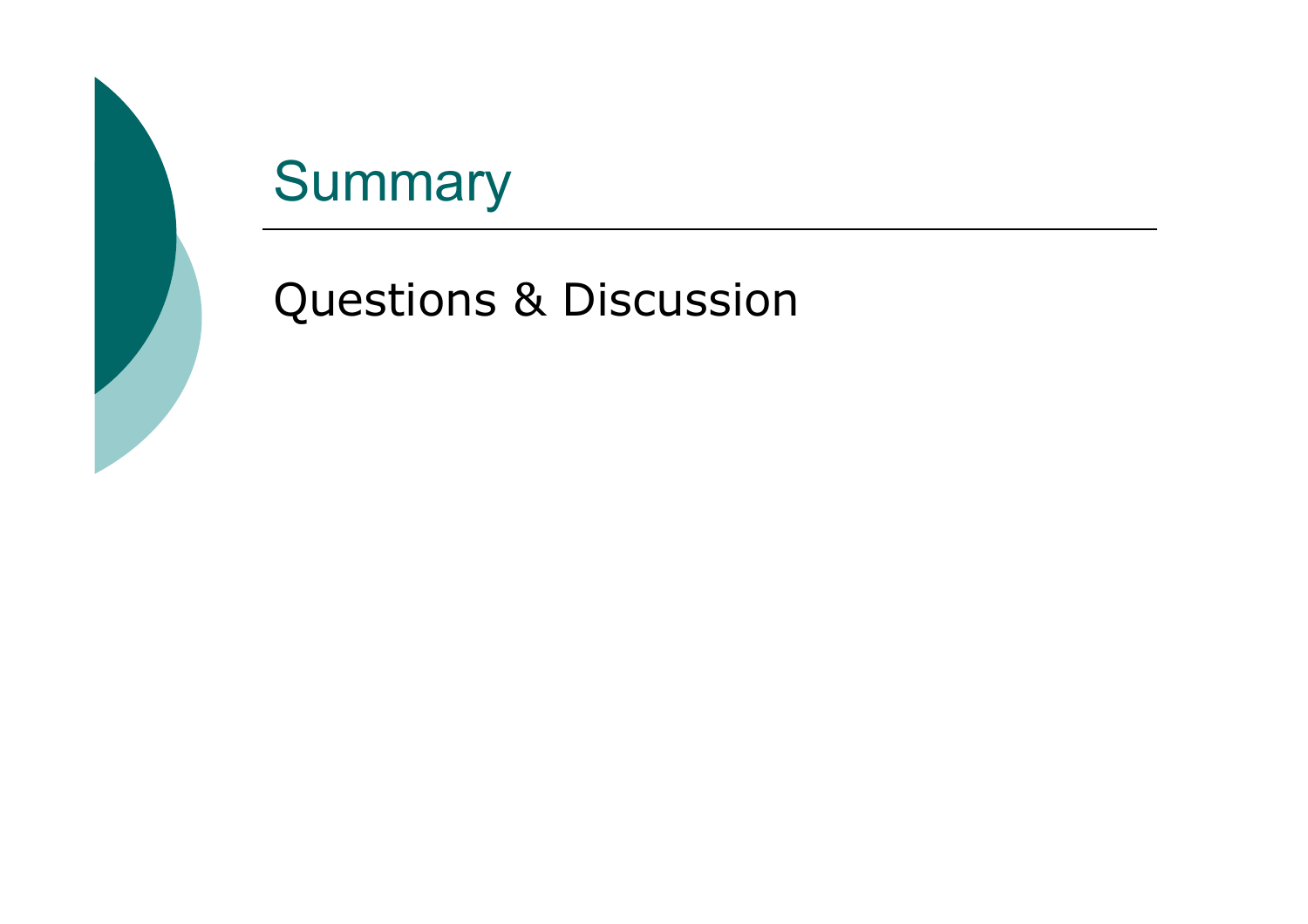# Summary

Questions & Discussion